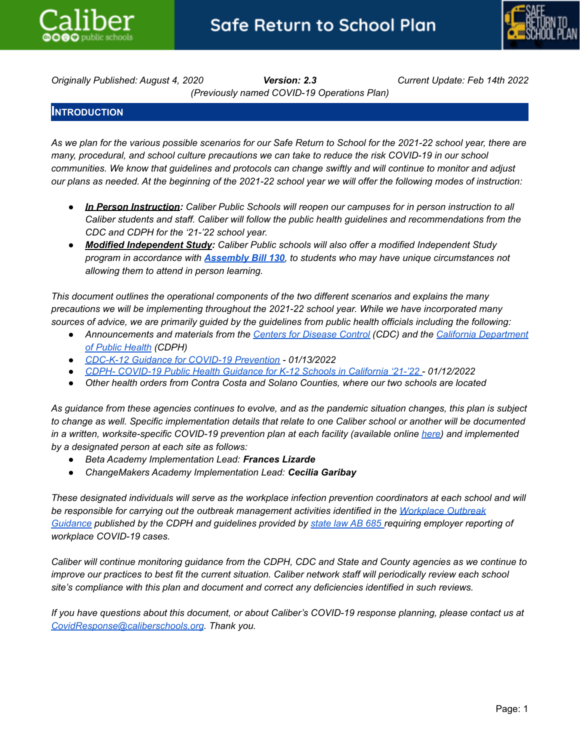# Safe Return to School Plan

*Originally Published: August 4, 2020* ***Version: 2.3*** *Current Update: Feb 14th 2022*

*(Previously named COVID-19 Operations Plan)*

## INTRODUCTION

*As we plan for the various possible scenarios for our Safe Return to School for the 2021-22 school year, there are many, procedural, and school culture precautions we can take to reduce the risk COVID-19 in our school communities. We know that guidelines and protocols can change swiftly and will continue to monitor and adjust our plans as needed. At the beginning of the 2021-22 school year we will offer the following modes of instruction:*

- ***In Person Instruction**: Caliber Public Schools will reopen our campuses for in person instruction to all Caliber students and staff. Caliber will follow the public health guidelines and recommendations from the CDC and CDPH for the '21-'22 school year.*
- ***Modified Independent Study**: Caliber Public schools will also offer a modified Independent Study program in accordance with **Assembly Bill 130**, to students who may have unique circumstances not allowing them to attend in person learning.*

*This document outlines the operational components of the two different scenarios and explains the many precautions we will be implementing throughout the 2021-22 school year. While we have incorporated many sources of advice, we are primarily guided by the guidelines from public health officials including the following:*

- *Announcements and materials from the Centers for Disease Control (CDC) and the California Department of Public Health (CDPH)*
- *CDC-K-12 Guidance for COVID-19 Prevention - 01/13/2022*
- *CDPH- COVID-19 Public Health Guidance for K-12 Schools in California '21-'22 - 01/12/2022*
- *Other health orders from Contra Costa and Solano Counties, where our two schools are located*

*As guidance from these agencies continues to evolve, and as the pandemic situation changes, this plan is subject to change as well. Specific implementation details that relate to one Caliber school or another will be documented in a written, worksite-specific COVID-19 prevention plan at each facility (available online here) and implemented by a designated person at each site as follows:*

- *Beta Academy Implementation Lead:* ***Frances Lizarde***
- *ChangeMakers Academy Implementation Lead:* ***Cecilia Garibay***

*These designated individuals will serve as the workplace infection prevention coordinators at each school and will be responsible for carrying out the outbreak management activities identified in the Workplace Outbreak Guidance published by the CDPH and guidelines provided by state law AB 685 requiring employer reporting of workplace COVID-19 cases.*

*Caliber will continue monitoring guidance from the CDPH, CDC and State and County agencies as we continue to improve our practices to best fit the current situation. Caliber network staff will periodically review each school site's compliance with this plan and document and correct any deficiencies identified in such reviews.*

*If you have questions about this document, or about Caliber's COVID-19 response planning, please contact us at CovidResponse@caliberschools.org. Thank you.*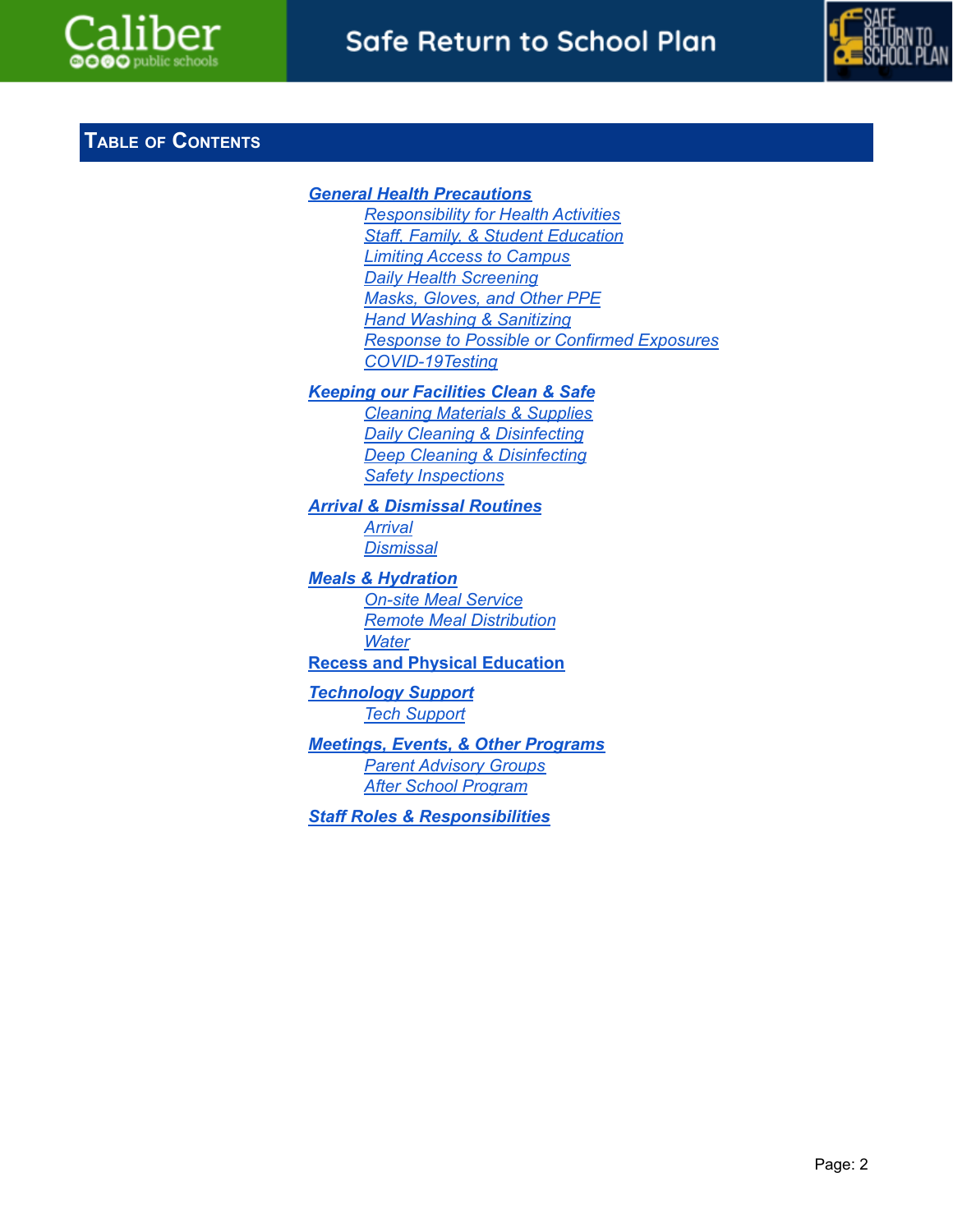## Table of Contents

- ***General Health Precautions***
  - *Responsibility for Health Activities*
  - *Staff, Family, & Student Education*
  - *Limiting Access to Campus*
  - *Daily Health Screening*
  - *Masks, Gloves, and Other PPE*
  - *Hand Washing & Sanitizing*
  - *Response to Possible or Confirmed Exposures*
  - *COVID-19Testing*
- ***Keeping our Facilities Clean & Safe***
  - *Cleaning Materials & Supplies*
  - *Daily Cleaning & Disinfecting*
  - *Deep Cleaning & Disinfecting*
  - *Safety Inspections*
- ***Arrival & Dismissal Routines***
  - *Arrival*
  - *Dismissal*
- ***Meals & Hydration***
  - *On-site Meal Service*
  - *Remote Meal Distribution*
  - *Water*
- **Recess and Physical Education**
- ***Technology Support***
  - *Tech Support*
- ***Meetings, Events, & Other Programs***
  - *Parent Advisory Groups*
  - *After School Program*
- ***Staff Roles & Responsibilities***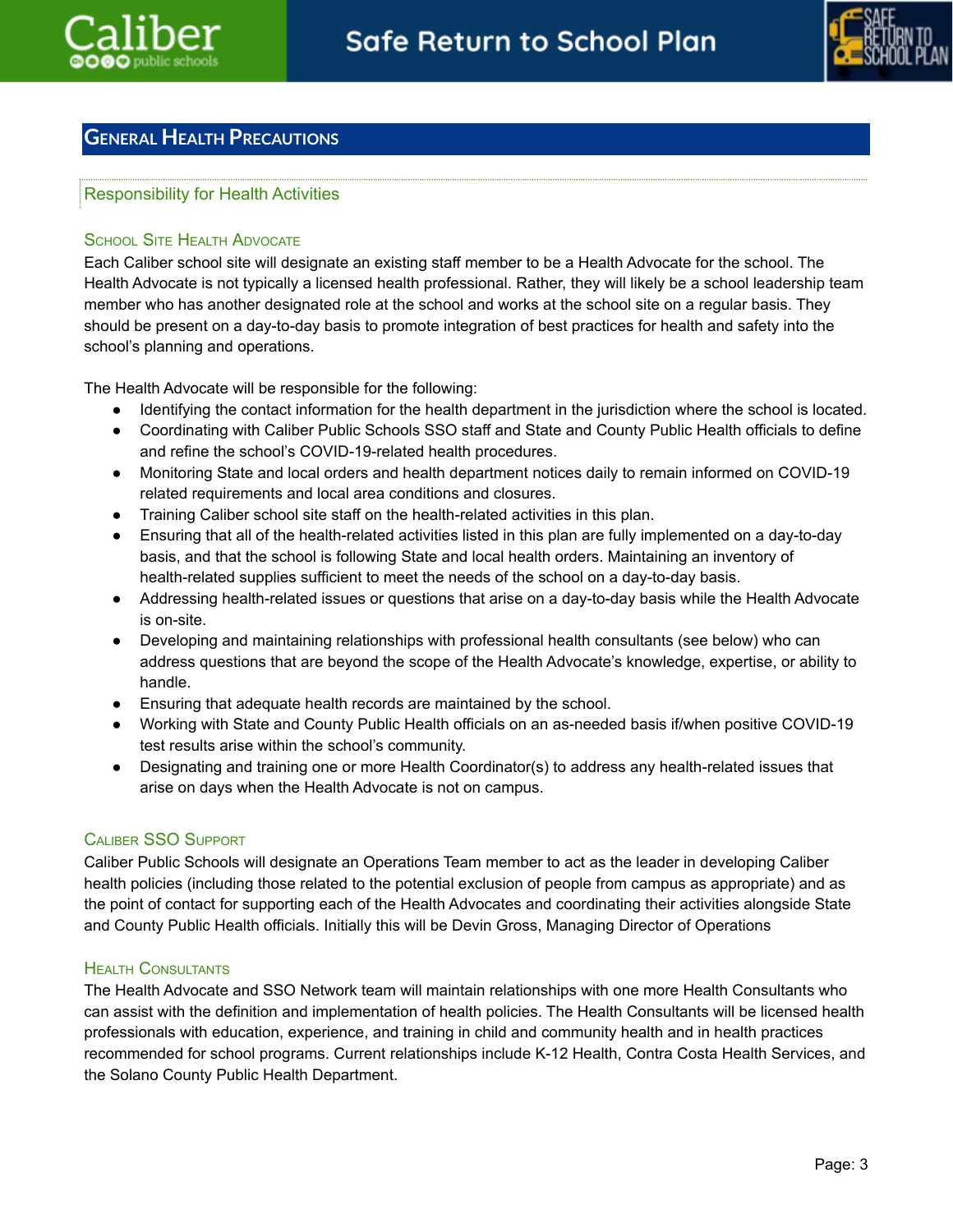## General Health Precautions

### Responsibility for Health Activities

#### School Site Health Advocate

Each Caliber school site will designate an existing staff member to be a Health Advocate for the school. The Health Advocate is not typically a licensed health professional. Rather, they will likely be a school leadership team member who has another designated role at the school and works at the school site on a regular basis. They should be present on a day-to-day basis to promote integration of best practices for health and safety into the school's planning and operations.

The Health Advocate will be responsible for the following:

- Identifying the contact information for the health department in the jurisdiction where the school is located.
- Coordinating with Caliber Public Schools SSO staff and State and County Public Health officials to define and refine the school's COVID-19-related health procedures.
- Monitoring State and local orders and health department notices daily to remain informed on COVID-19 related requirements and local area conditions and closures.
- Training Caliber school site staff on the health-related activities in this plan.
- Ensuring that all of the health-related activities listed in this plan are fully implemented on a day-to-day basis, and that the school is following State and local health orders. Maintaining an inventory of health-related supplies sufficient to meet the needs of the school on a day-to-day basis.
- Addressing health-related issues or questions that arise on a day-to-day basis while the Health Advocate is on-site.
- Developing and maintaining relationships with professional health consultants (see below) who can address questions that are beyond the scope of the Health Advocate's knowledge, expertise, or ability to handle.
- Ensuring that adequate health records are maintained by the school.
- Working with State and County Public Health officials on an as-needed basis if/when positive COVID-19 test results arise within the school's community.
- Designating and training one or more Health Coordinator(s) to address any health-related issues that arise on days when the Health Advocate is not on campus.

#### Caliber SSO Support

Caliber Public Schools will designate an Operations Team member to act as the leader in developing Caliber health policies (including those related to the potential exclusion of people from campus as appropriate) and as the point of contact for supporting each of the Health Advocates and coordinating their activities alongside State and County Public Health officials. Initially this will be Devin Gross, Managing Director of Operations

#### Health Consultants

The Health Advocate and SSO Network team will maintain relationships with one more Health Consultants who can assist with the definition and implementation of health policies. The Health Consultants will be licensed health professionals with education, experience, and training in child and community health and in health practices recommended for school programs. Current relationships include K-12 Health, Contra Costa Health Services, and the Solano County Public Health Department.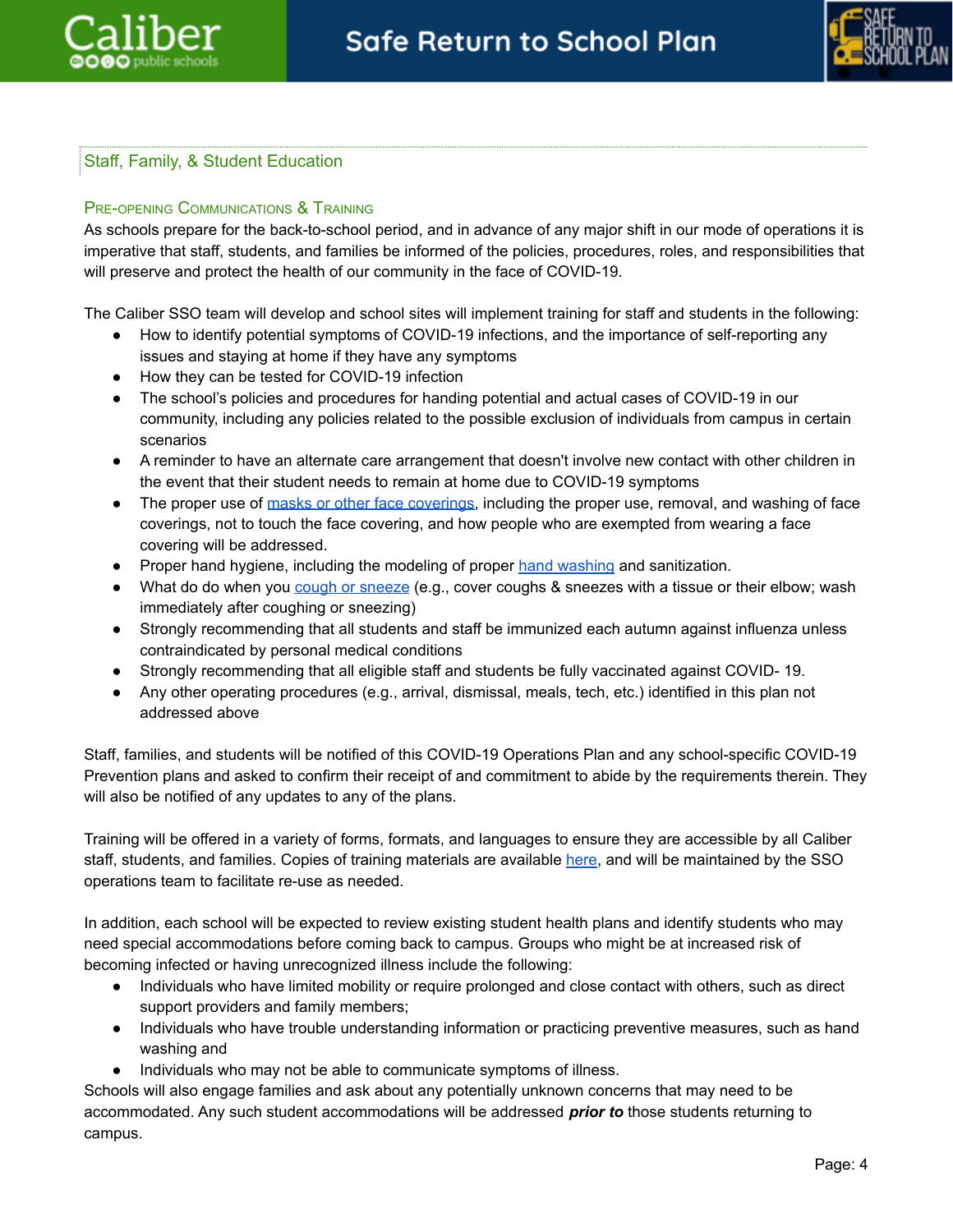## Staff, Family, & Student Education

### Pre-opening Communications & Training

As schools prepare for the back-to-school period, and in advance of any major shift in our mode of operations it is imperative that staff, students, and families be informed of the policies, procedures, roles, and responsibilities that will preserve and protect the health of our community in the face of COVID-19.

The Caliber SSO team will develop and school sites will implement training for staff and students in the following:

- How to identify potential symptoms of COVID-19 infections, and the importance of self-reporting any issues and staying at home if they have any symptoms
- How they can be tested for COVID-19 infection
- The school's policies and procedures for handing potential and actual cases of COVID-19 in our community, including any policies related to the possible exclusion of individuals from campus in certain scenarios
- A reminder to have an alternate care arrangement that doesn't involve new contact with other children in the event that their student needs to remain at home due to COVID-19 symptoms
- The proper use of masks or other face coverings, including the proper use, removal, and washing of face coverings, not to touch the face covering, and how people who are exempted from wearing a face covering will be addressed.
- Proper hand hygiene, including the modeling of proper hand washing and sanitization.
- What do do when you cough or sneeze (e.g., cover coughs & sneezes with a tissue or their elbow; wash immediately after coughing or sneezing)
- Strongly recommending that all students and staff be immunized each autumn against influenza unless contraindicated by personal medical conditions
- Strongly recommending that all eligible staff and students be fully vaccinated against COVID- 19.
- Any other operating procedures (e.g., arrival, dismissal, meals, tech, etc.) identified in this plan not addressed above

Staff, families, and students will be notified of this COVID-19 Operations Plan and any school-specific COVID-19 Prevention plans and asked to confirm their receipt of and commitment to abide by the requirements therein. They will also be notified of any updates to any of the plans.

Training will be offered in a variety of forms, formats, and languages to ensure they are accessible by all Caliber staff, students, and families. Copies of training materials are available here, and will be maintained by the SSO operations team to facilitate re-use as needed.

In addition, each school will be expected to review existing student health plans and identify students who may need special accommodations before coming back to campus. Groups who might be at increased risk of becoming infected or having unrecognized illness include the following:

- Individuals who have limited mobility or require prolonged and close contact with others, such as direct support providers and family members;
- Individuals who have trouble understanding information or practicing preventive measures, such as hand washing and
- Individuals who may not be able to communicate symptoms of illness.

Schools will also engage families and ask about any potentially unknown concerns that may need to be accommodated. Any such student accommodations will be addressed ***prior to*** those students returning to campus.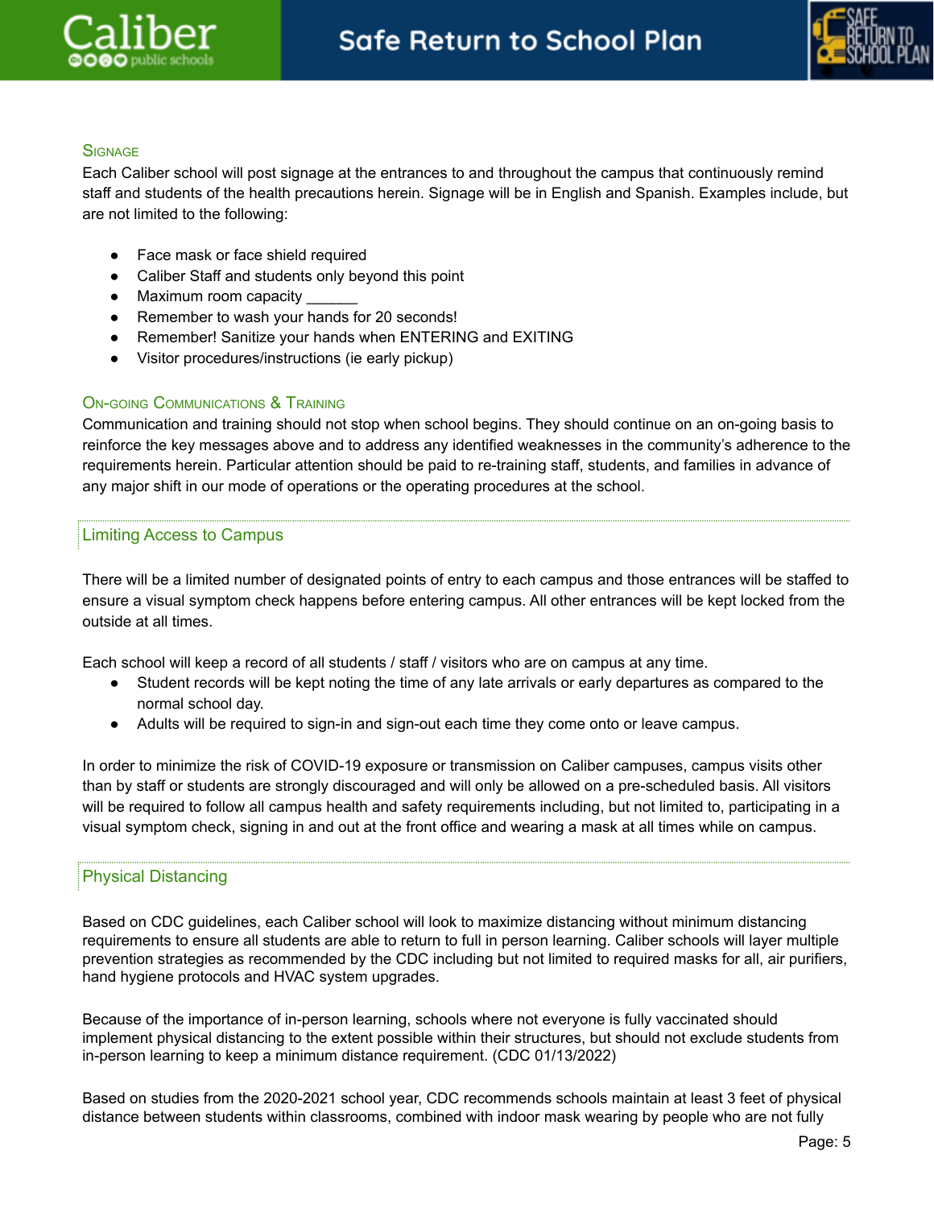### Signage

Each Caliber school will post signage at the entrances to and throughout the campus that continuously remind staff and students of the health precautions herein. Signage will be in English and Spanish. Examples include, but are not limited to the following:

- Face mask or face shield required
- Caliber Staff and students only beyond this point
- Maximum room capacity ______
- Remember to wash your hands for 20 seconds!
- Remember! Sanitize your hands when ENTERING and EXITING
- Visitor procedures/instructions (ie early pickup)

### On-going Communications & Training

Communication and training should not stop when school begins. They should continue on an on-going basis to reinforce the key messages above and to address any identified weaknesses in the community's adherence to the requirements herein. Particular attention should be paid to re-training staff, students, and families in advance of any major shift in our mode of operations or the operating procedures at the school.

## Limiting Access to Campus

There will be a limited number of designated points of entry to each campus and those entrances will be staffed to ensure a visual symptom check happens before entering campus. All other entrances will be kept locked from the outside at all times.

Each school will keep a record of all students / staff / visitors who are on campus at any time.

- Student records will be kept noting the time of any late arrivals or early departures as compared to the normal school day.
- Adults will be required to sign-in and sign-out each time they come onto or leave campus.

In order to minimize the risk of COVID-19 exposure or transmission on Caliber campuses, campus visits other than by staff or students are strongly discouraged and will only be allowed on a pre-scheduled basis. All visitors will be required to follow all campus health and safety requirements including, but not limited to, participating in a visual symptom check, signing in and out at the front office and wearing a mask at all times while on campus.

## Physical Distancing

Based on CDC guidelines, each Caliber school will look to maximize distancing without minimum distancing requirements to ensure all students are able to return to full in person learning. Caliber schools will layer multiple prevention strategies as recommended by the CDC including but not limited to required masks for all, air purifiers, hand hygiene protocols and HVAC system upgrades.

Because of the importance of in-person learning, schools where not everyone is fully vaccinated should implement physical distancing to the extent possible within their structures, but should not exclude students from in-person learning to keep a minimum distance requirement. (CDC 01/13/2022)

Based on studies from the 2020-2021 school year, CDC recommends schools maintain at least 3 feet of physical distance between students within classrooms, combined with indoor mask wearing by people who are not fully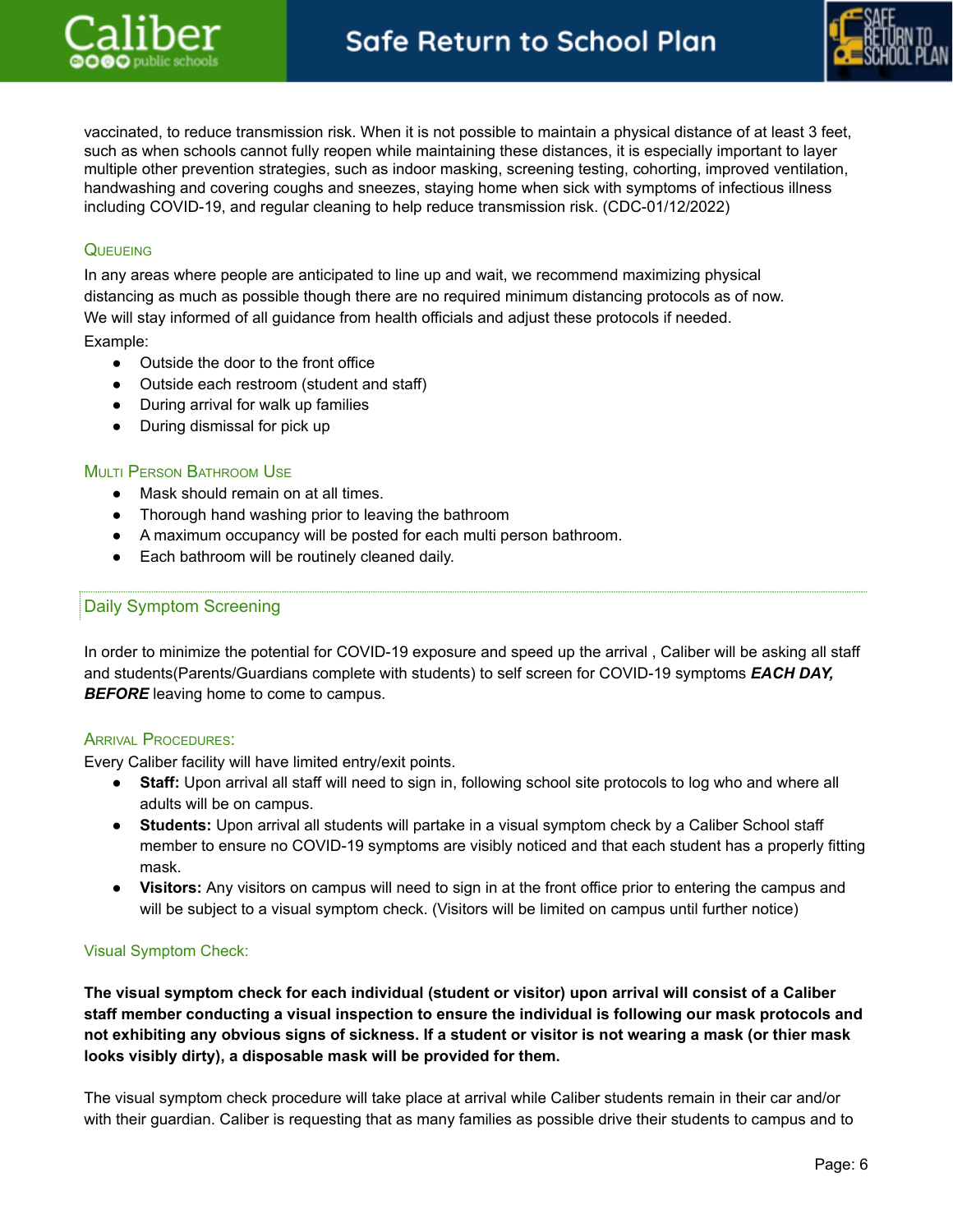vaccinated, to reduce transmission risk. When it is not possible to maintain a physical distance of at least 3 feet, such as when schools cannot fully reopen while maintaining these distances, it is especially important to layer multiple other prevention strategies, such as indoor masking, screening testing, cohorting, improved ventilation, handwashing and covering coughs and sneezes, staying home when sick with symptoms of infectious illness including COVID-19, and regular cleaning to help reduce transmission risk. (CDC-01/12/2022)

### Queueing

In any areas where people are anticipated to line up and wait, we recommend maximizing physical distancing as much as possible though there are no required minimum distancing protocols as of now. We will stay informed of all guidance from health officials and adjust these protocols if needed.

Example:

- Outside the door to the front office
- Outside each restroom (student and staff)
- During arrival for walk up families
- During dismissal for pick up

### Multi Person Bathroom Use

- Mask should remain on at all times.
- Thorough hand washing prior to leaving the bathroom
- A maximum occupancy will be posted for each multi person bathroom.
- Each bathroom will be routinely cleaned daily.

## Daily Symptom Screening

In order to minimize the potential for COVID-19 exposure and speed up the arrival , Caliber will be asking all staff and students(Parents/Guardians complete with students) to self screen for COVID-19 symptoms ***EACH DAY, BEFORE*** leaving home to come to campus.

### Arrival Procedures:

Every Caliber facility will have limited entry/exit points.

- **Staff:** Upon arrival all staff will need to sign in, following school site protocols to log who and where all adults will be on campus.
- **Students:** Upon arrival all students will partake in a visual symptom check by a Caliber School staff member to ensure no COVID-19 symptoms are visibly noticed and that each student has a properly fitting mask.
- **Visitors:** Any visitors on campus will need to sign in at the front office prior to entering the campus and will be subject to a visual symptom check. (Visitors will be limited on campus until further notice)

### Visual Symptom Check:

**The visual symptom check for each individual (student or visitor) upon arrival will consist of a Caliber staff member conducting a visual inspection to ensure the individual is following our mask protocols and not exhibiting any obvious signs of sickness. If a student or visitor is not wearing a mask (or thier mask looks visibly dirty), a disposable mask will be provided for them.**

The visual symptom check procedure will take place at arrival while Caliber students remain in their car and/or with their guardian. Caliber is requesting that as many families as possible drive their students to campus and to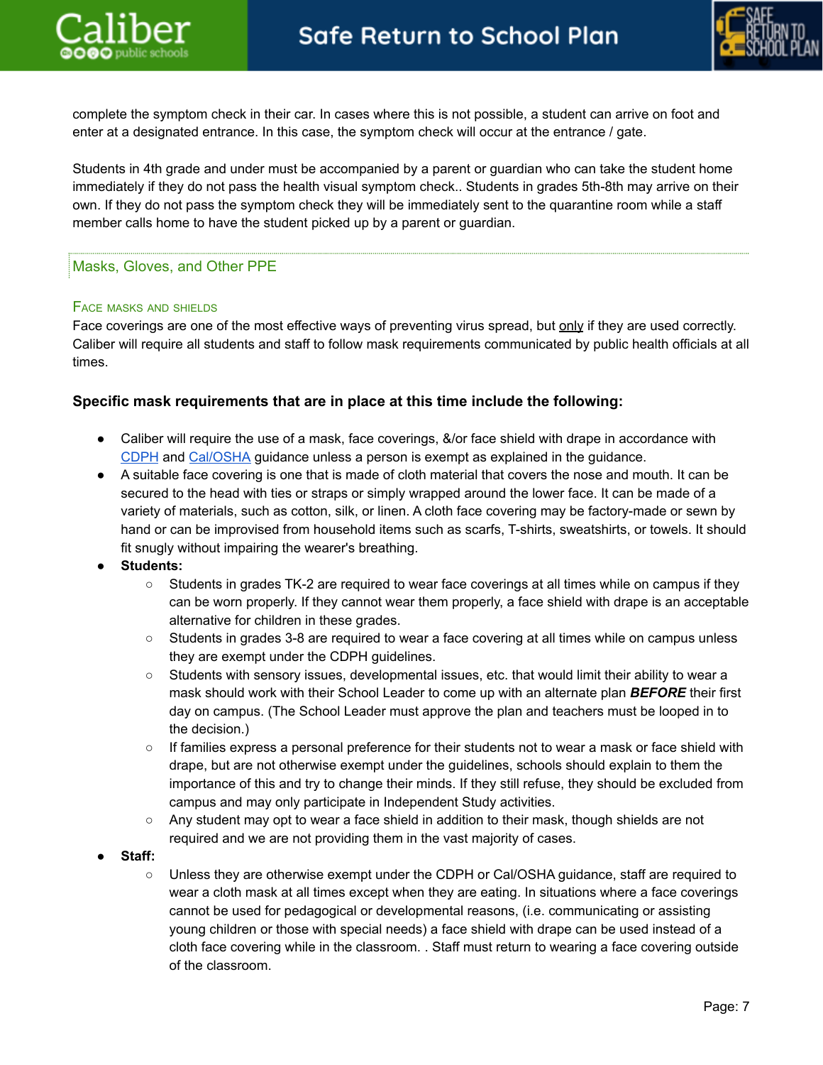complete the symptom check in their car. In cases where this is not possible, a student can arrive on foot and enter at a designated entrance. In this case, the symptom check will occur at the entrance / gate.

Students in 4th grade and under must be accompanied by a parent or guardian who can take the student home immediately if they do not pass the health visual symptom check.. Students in grades 5th-8th may arrive on their own. If they do not pass the symptom check they will be immediately sent to the quarantine room while a staff member calls home to have the student picked up by a parent or guardian.

## Masks, Gloves, and Other PPE

### Face masks and shields

Face coverings are one of the most effective ways of preventing virus spread, but only if they are used correctly. Caliber will require all students and staff to follow mask requirements communicated by public health officials at all times.

**Specific mask requirements that are in place at this time include the following:**

- Caliber will require the use of a mask, face coverings, &/or face shield with drape in accordance with CDPH and Cal/OSHA guidance unless a person is exempt as explained in the guidance.
- A suitable face covering is one that is made of cloth material that covers the nose and mouth. It can be secured to the head with ties or straps or simply wrapped around the lower face. It can be made of a variety of materials, such as cotton, silk, or linen. A cloth face covering may be factory-made or sewn by hand or can be improvised from household items such as scarfs, T-shirts, sweatshirts, or towels. It should fit snugly without impairing the wearer's breathing.
- **Students:**
  - Students in grades TK-2 are required to wear face coverings at all times while on campus if they can be worn properly. If they cannot wear them properly, a face shield with drape is an acceptable alternative for children in these grades.
  - Students in grades 3-8 are required to wear a face covering at all times while on campus unless they are exempt under the CDPH guidelines.
  - Students with sensory issues, developmental issues, etc. that would limit their ability to wear a mask should work with their School Leader to come up with an alternate plan ***BEFORE*** their first day on campus. (The School Leader must approve the plan and teachers must be looped in to the decision.)
  - If families express a personal preference for their students not to wear a mask or face shield with drape, but are not otherwise exempt under the guidelines, schools should explain to them the importance of this and try to change their minds. If they still refuse, they should be excluded from campus and may only participate in Independent Study activities.
  - Any student may opt to wear a face shield in addition to their mask, though shields are not required and we are not providing them in the vast majority of cases.
- **Staff:**
  - Unless they are otherwise exempt under the CDPH or Cal/OSHA guidance, staff are required to wear a cloth mask at all times except when they are eating. In situations where a face coverings cannot be used for pedagogical or developmental reasons, (i.e. communicating or assisting young children or those with special needs) a face shield with drape can be used instead of a cloth face covering while in the classroom. . Staff must return to wearing a face covering outside of the classroom.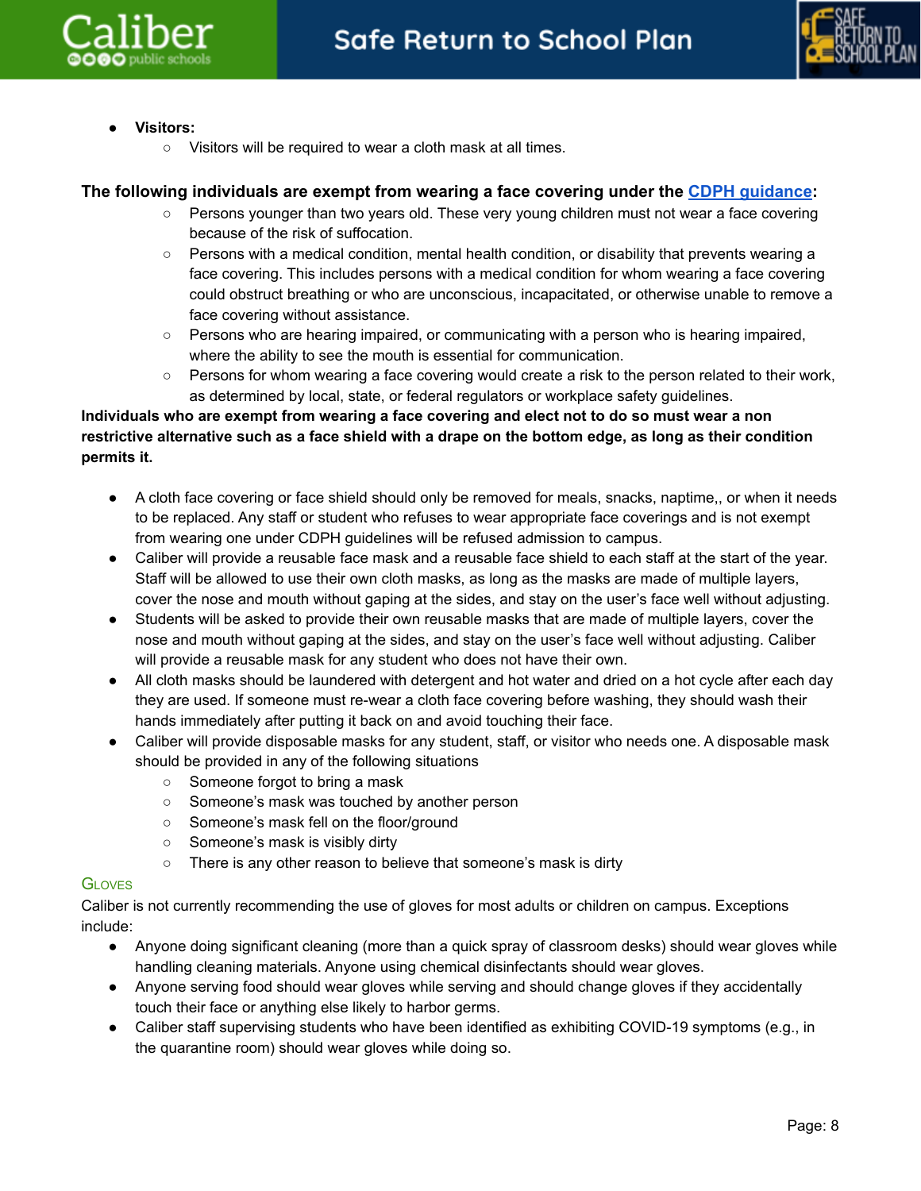- **Visitors:**
  - Visitors will be required to wear a cloth mask at all times.

**The following individuals are exempt from wearing a face covering under the [CDPH guidance](CDPH guidance):**

- Persons younger than two years old. These very young children must not wear a face covering because of the risk of suffocation.
- Persons with a medical condition, mental health condition, or disability that prevents wearing a face covering. This includes persons with a medical condition for whom wearing a face covering could obstruct breathing or who are unconscious, incapacitated, or otherwise unable to remove a face covering without assistance.
- Persons who are hearing impaired, or communicating with a person who is hearing impaired, where the ability to see the mouth is essential for communication.
- Persons for whom wearing a face covering would create a risk to the person related to their work, as determined by local, state, or federal regulators or workplace safety guidelines.

**Individuals who are exempt from wearing a face covering and elect not to do so must wear a non restrictive alternative such as a face shield with a drape on the bottom edge, as long as their condition permits it.**

- A cloth face covering or face shield should only be removed for meals, snacks, naptime,, or when it needs to be replaced. Any staff or student who refuses to wear appropriate face coverings and is not exempt from wearing one under CDPH guidelines will be refused admission to campus.
- Caliber will provide a reusable face mask and a reusable face shield to each staff at the start of the year. Staff will be allowed to use their own cloth masks, as long as the masks are made of multiple layers, cover the nose and mouth without gaping at the sides, and stay on the user's face well without adjusting.
- Students will be asked to provide their own reusable masks that are made of multiple layers, cover the nose and mouth without gaping at the sides, and stay on the user's face well without adjusting. Caliber will provide a reusable mask for any student who does not have their own.
- All cloth masks should be laundered with detergent and hot water and dried on a hot cycle after each day they are used. If someone must re-wear a cloth face covering before washing, they should wash their hands immediately after putting it back on and avoid touching their face.
- Caliber will provide disposable masks for any student, staff, or visitor who needs one. A disposable mask should be provided in any of the following situations
  - Someone forgot to bring a mask
  - Someone's mask was touched by another person
  - Someone's mask fell on the floor/ground
  - Someone's mask is visibly dirty
  - There is any other reason to believe that someone's mask is dirty

### Gloves

Caliber is not currently recommending the use of gloves for most adults or children on campus. Exceptions include:

- Anyone doing significant cleaning (more than a quick spray of classroom desks) should wear gloves while handling cleaning materials. Anyone using chemical disinfectants should wear gloves.
- Anyone serving food should wear gloves while serving and should change gloves if they accidentally touch their face or anything else likely to harbor germs.
- Caliber staff supervising students who have been identified as exhibiting COVID-19 symptoms (e.g., in the quarantine room) should wear gloves while doing so.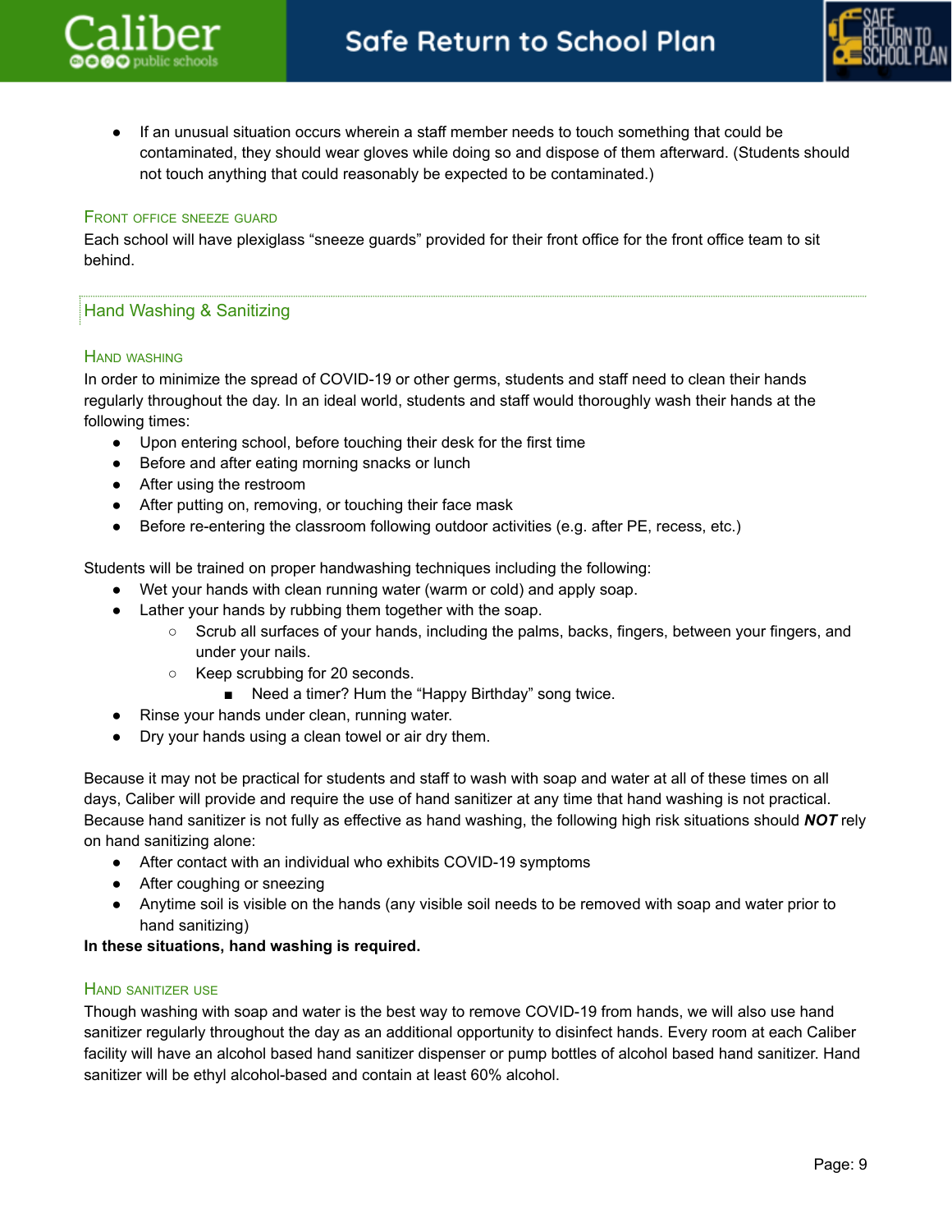- If an unusual situation occurs wherein a staff member needs to touch something that could be contaminated, they should wear gloves while doing so and dispose of them afterward. (Students should not touch anything that could reasonably be expected to be contaminated.)

### Front office sneeze guard

Each school will have plexiglass "sneeze guards" provided for their front office for the front office team to sit behind.

## Hand Washing & Sanitizing

### Hand washing

In order to minimize the spread of COVID-19 or other germs, students and staff need to clean their hands regularly throughout the day. In an ideal world, students and staff would thoroughly wash their hands at the following times:

- Upon entering school, before touching their desk for the first time
- Before and after eating morning snacks or lunch
- After using the restroom
- After putting on, removing, or touching their face mask
- Before re-entering the classroom following outdoor activities (e.g. after PE, recess, etc.)

Students will be trained on proper handwashing techniques including the following:

- Wet your hands with clean running water (warm or cold) and apply soap.
- Lather your hands by rubbing them together with the soap.
  - Scrub all surfaces of your hands, including the palms, backs, fingers, between your fingers, and under your nails.
  - Keep scrubbing for 20 seconds.
    - Need a timer? Hum the "Happy Birthday" song twice.
- Rinse your hands under clean, running water.
- Dry your hands using a clean towel or air dry them.

Because it may not be practical for students and staff to wash with soap and water at all of these times on all days, Caliber will provide and require the use of hand sanitizer at any time that hand washing is not practical. Because hand sanitizer is not fully as effective as hand washing, the following high risk situations should ***NOT*** rely on hand sanitizing alone:

- After contact with an individual who exhibits COVID-19 symptoms
- After coughing or sneezing
- Anytime soil is visible on the hands (any visible soil needs to be removed with soap and water prior to hand sanitizing)

**In these situations, hand washing is required.**

### Hand sanitizer use

Though washing with soap and water is the best way to remove COVID-19 from hands, we will also use hand sanitizer regularly throughout the day as an additional opportunity to disinfect hands. Every room at each Caliber facility will have an alcohol based hand sanitizer dispenser or pump bottles of alcohol based hand sanitizer. Hand sanitizer will be ethyl alcohol-based and contain at least 60% alcohol.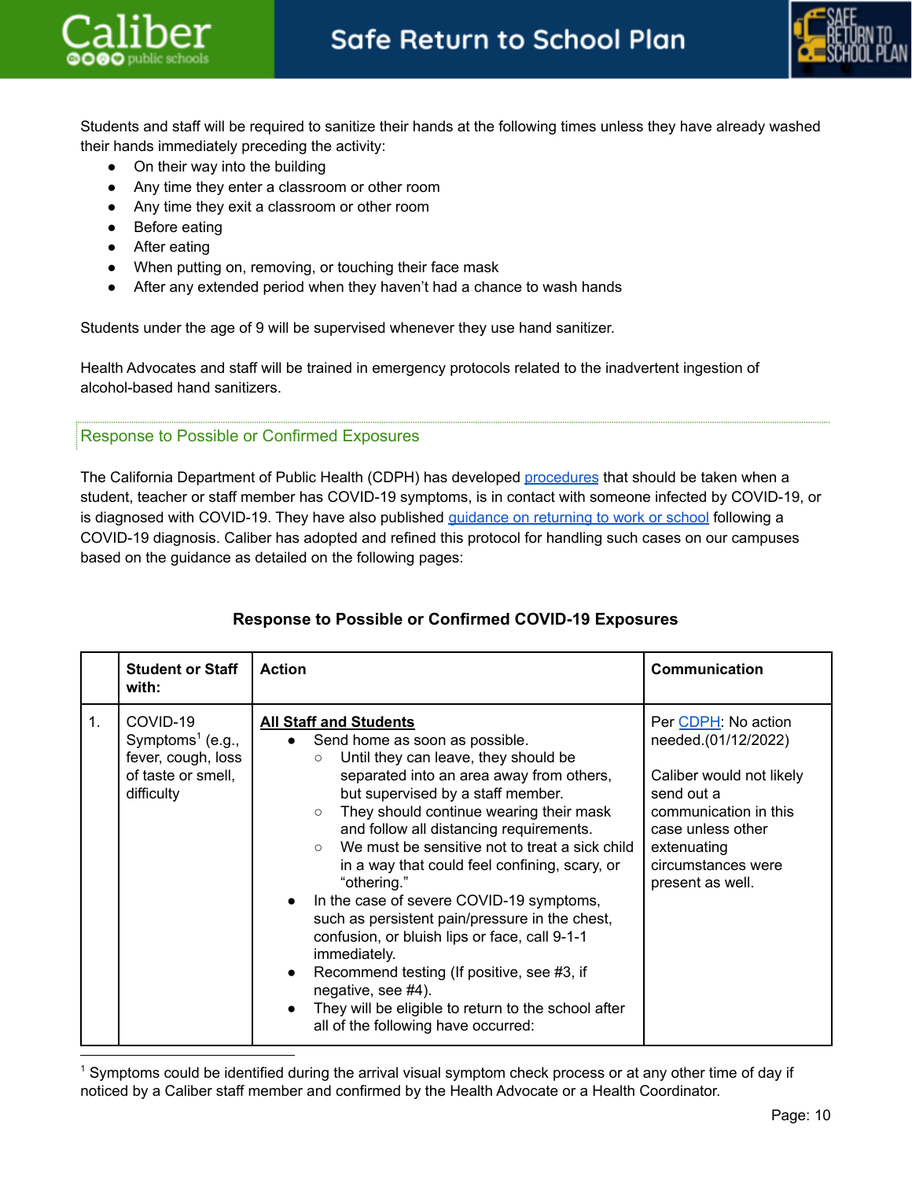Students and staff will be required to sanitize their hands at the following times unless they have already washed their hands immediately preceding the activity:

- On their way into the building
- Any time they enter a classroom or other room
- Any time they exit a classroom or other room
- Before eating
- After eating
- When putting on, removing, or touching their face mask
- After any extended period when they haven't had a chance to wash hands

Students under the age of 9 will be supervised whenever they use hand sanitizer.

Health Advocates and staff will be trained in emergency protocols related to the inadvertent ingestion of alcohol-based hand sanitizers.

## Response to Possible or Confirmed Exposures

The California Department of Public Health (CDPH) has developed procedures that should be taken when a student, teacher or staff member has COVID-19 symptoms, is in contact with someone infected by COVID-19, or is diagnosed with COVID-19. They have also published guidance on returning to work or school following a COVID-19 diagnosis. Caliber has adopted and refined this protocol for handling such cases on our campuses based on the guidance as detailed on the following pages:

**Response to Possible or Confirmed COVID-19 Exposures**

| | Student or Staff with: | Action | Communication |
|---|---|---|---|
| 1. | COVID-19 Symptoms[1] (e.g., fever, cough, loss of taste or smell, difficulty | **<u>All Staff and Students</u>**<br>• Send home as soon as possible.<br>  ○ Until they can leave, they should be separated into an area away from others, but supervised by a staff member.<br>  ○ They should continue wearing their mask and follow all distancing requirements.<br>  ○ We must be sensitive not to treat a sick child in a way that could feel confining, scary, or "othering."<br>• In the case of severe COVID-19 symptoms, such as persistent pain/pressure in the chest, confusion, or bluish lips or face, call 9-1-1 immediately.<br>• Recommend testing (If positive, see #3, if negative, see #4).<br>• They will be eligible to return to the school after all of the following have occurred: | Per CDPH: No action needed.(01/12/2022)<br><br>Caliber would not likely send out a communication in this case unless other extenuating circumstances were present as well. |

[1] Symptoms could be identified during the arrival visual symptom check process or at any other time of day if noticed by a Caliber staff member and confirmed by the Health Advocate or a Health Coordinator.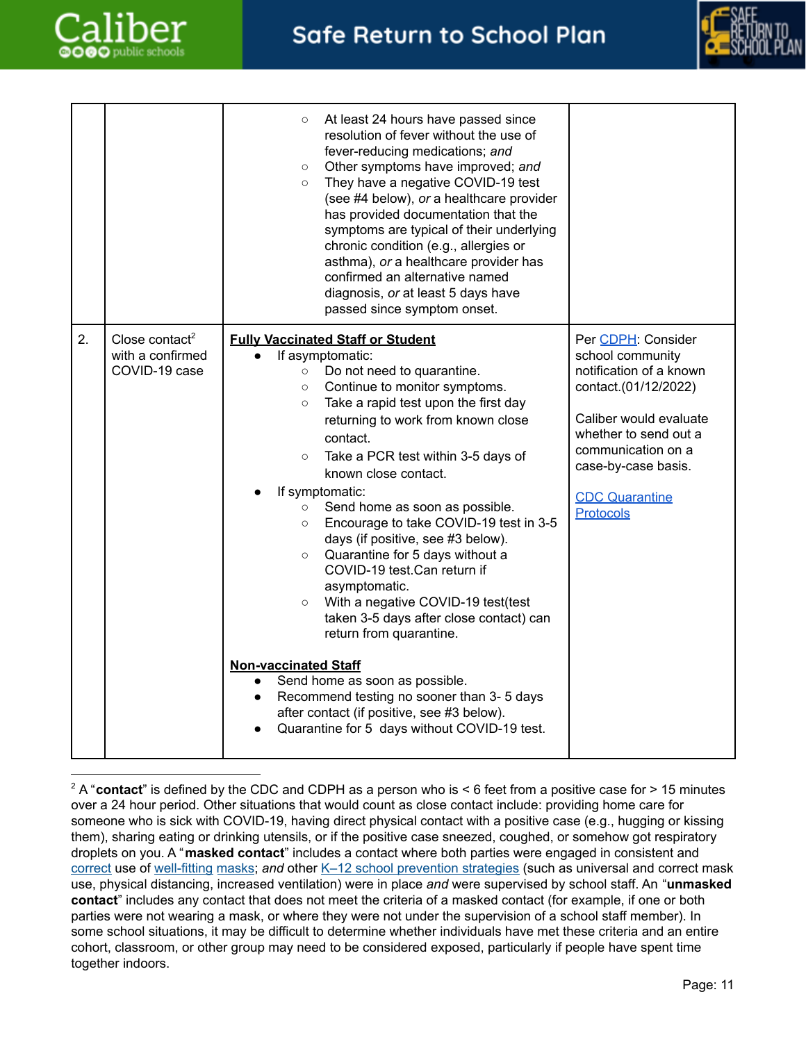| | | | |
|---|---|---|---|
| | | ○ At least 24 hours have passed since resolution of fever without the use of fever-reducing medications; *and*<br>○ Other symptoms have improved; *and*<br>○ They have a negative COVID-19 test (see #4 below), *or* a healthcare provider has provided documentation that the symptoms are typical of their underlying chronic condition (e.g., allergies or asthma), *or* a healthcare provider has confirmed an alternative named diagnosis, *or* at least 5 days have passed since symptom onset. | |
| 2. | Close contact[2] with a confirmed COVID-19 case | **Fully Vaccinated Staff or Student**<br>● If asymptomatic:<br>○ Do not need to quarantine.<br>○ Continue to monitor symptoms.<br>○ Take a rapid test upon the first day returning to work from known close contact.<br>○ Take a PCR test within 3-5 days of known close contact.<br>● If symptomatic:<br>○ Send home as soon as possible.<br>○ Encourage to take COVID-19 test in 3-5 days (if positive, see #3 below).<br>○ Quarantine for 5 days without a COVID-19 test.Can return if asymptomatic.<br>○ With a negative COVID-19 test(test taken 3-5 days after close contact) can return from quarantine.<br><br>**Non-vaccinated Staff**<br>● Send home as soon as possible.<br>● Recommend testing no sooner than 3- 5 days after contact (if positive, see #3 below).<br>● Quarantine for 5 days without COVID-19 test. | Per CDPH: Consider school community notification of a known contact.(01/12/2022)<br><br>Caliber would evaluate whether to send out a communication on a case-by-case basis.<br><br>CDC Quarantine Protocols |

[2] A "**contact**" is defined by the CDC and CDPH as a person who is < 6 feet from a positive case for > 15 minutes over a 24 hour period. Other situations that would count as close contact include: providing home care for someone who is sick with COVID-19, having direct physical contact with a positive case (e.g., hugging or kissing them), sharing eating or drinking utensils, or if the positive case sneezed, coughed, or somehow got respiratory droplets on you. A "**masked contact**" includes a contact where both parties were engaged in consistent and correct use of well-fitting masks; *and* other K–12 school prevention strategies (such as universal and correct mask use, physical distancing, increased ventilation) were in place *and* were supervised by school staff. An "**unmasked contact**" includes any contact that does not meet the criteria of a masked contact (for example, if one or both parties were not wearing a mask, or where they were not under the supervision of a school staff member). In some school situations, it may be difficult to determine whether individuals have met these criteria and an entire cohort, classroom, or other group may need to be considered exposed, particularly if people have spent time together indoors.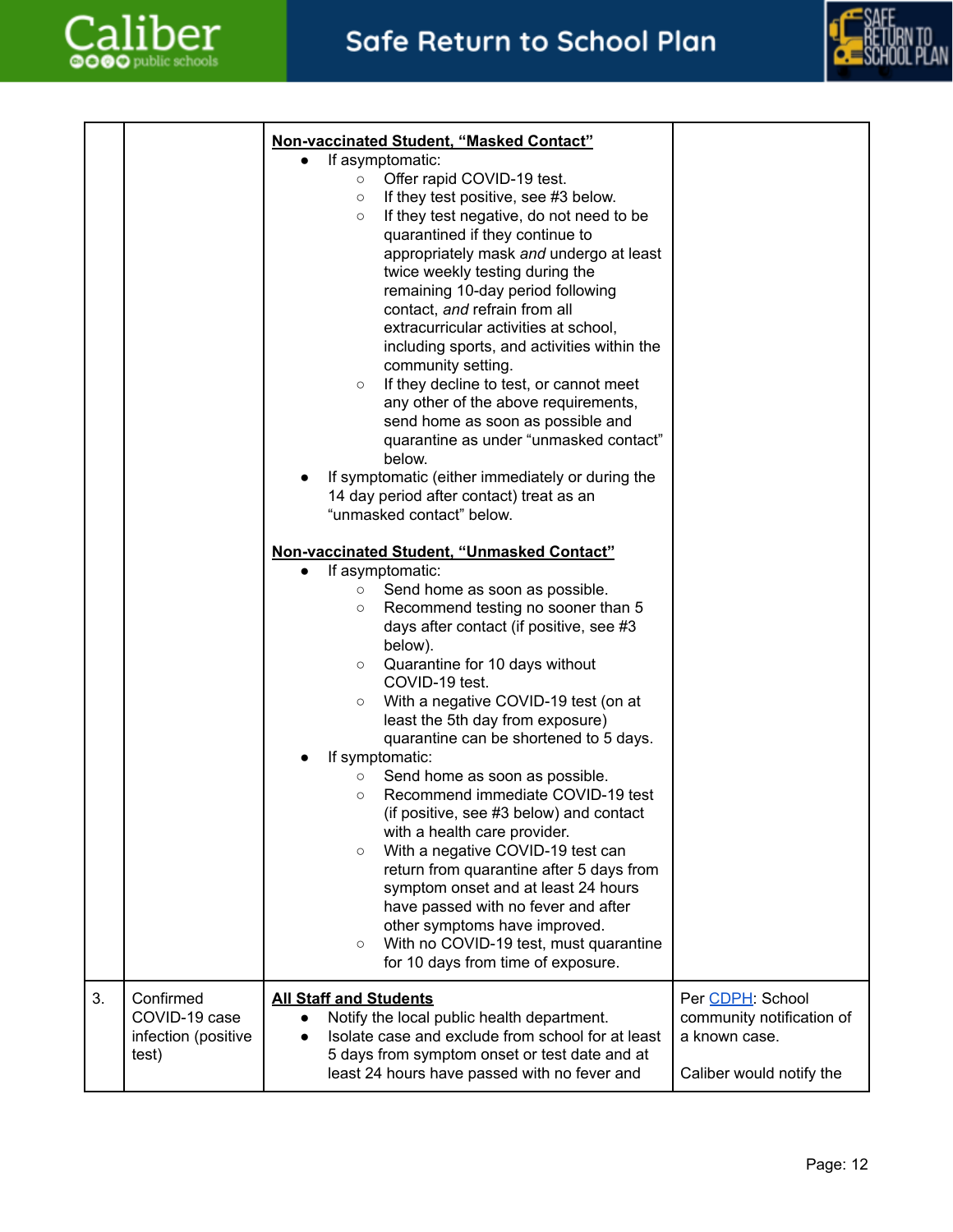| | | | |
|---|---|---|---|
| | | **Non-vaccinated Student, "Masked Contact"**<br>● If asymptomatic:<br>○ Offer rapid COVID-19 test.<br>○ If they test positive, see #3 below.<br>○ If they test negative, do not need to be quarantined if they continue to appropriately mask *and* undergo at least twice weekly testing during the remaining 10-day period following contact, *and* refrain from all extracurricular activities at school, including sports, and activities within the community setting.<br>○ If they decline to test, or cannot meet any other of the above requirements, send home as soon as possible and quarantine as under "unmasked contact" below.<br>● If symptomatic (either immediately or during the 14 day period after contact) treat as an "unmasked contact" below.<br><br>**Non-vaccinated Student, "Unmasked Contact"**<br>● If asymptomatic:<br>○ Send home as soon as possible.<br>○ Recommend testing no sooner than 5 days after contact (if positive, see #3 below).<br>○ Quarantine for 10 days without COVID-19 test.<br>○ With a negative COVID-19 test (on at least the 5th day from exposure) quarantine can be shortened to 5 days.<br>● If symptomatic:<br>○ Send home as soon as possible.<br>○ Recommend immediate COVID-19 test (if positive, see #3 below) and contact with a health care provider.<br>○ With a negative COVID-19 test can return from quarantine after 5 days from symptom onset and at least 24 hours have passed with no fever and after other symptoms have improved.<br>○ With no COVID-19 test, must quarantine for 10 days from time of exposure. | |
| 3. | Confirmed COVID-19 case infection (positive test) | **All Staff and Students**<br>● Notify the local public health department.<br>● Isolate case and exclude from school for at least 5 days from symptom onset or test date and at least 24 hours have passed with no fever and | Per CDPH: School community notification of a known case.<br><br>Caliber would notify the |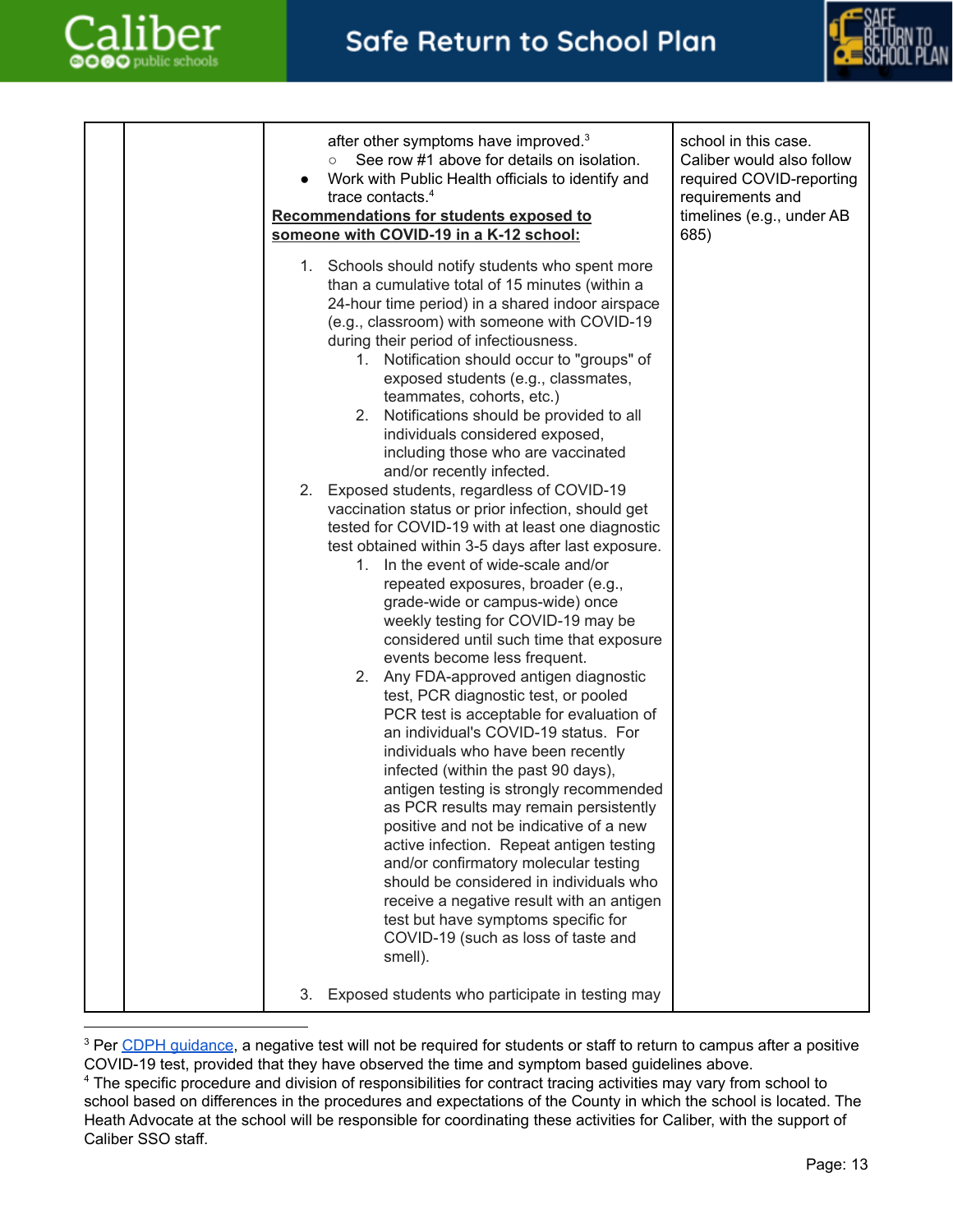| | | | |
|---|---|---|---|
| | | after other symptoms have improved.[3]<br>○ See row #1 above for details on isolation.<br>● Work with Public Health officials to identify and trace contacts.[4]<br><br>**<u>Recommendations for students exposed to someone with COVID-19 in a K-12 school:</u>**<br><br>1. Schools should notify students who spent more than a cumulative total of 15 minutes (within a 24-hour time period) in a shared indoor airspace (e.g., classroom) with someone with COVID-19 during their period of infectiousness.<br>&nbsp;&nbsp;&nbsp;&nbsp;1. Notification should occur to "groups" of exposed students (e.g., classmates, teammates, cohorts, etc.)<br>&nbsp;&nbsp;&nbsp;&nbsp;2. Notifications should be provided to all individuals considered exposed, including those who are vaccinated and/or recently infected.<br>2. Exposed students, regardless of COVID-19 vaccination status or prior infection, should get tested for COVID-19 with at least one diagnostic test obtained within 3-5 days after last exposure.<br>&nbsp;&nbsp;&nbsp;&nbsp;1. In the event of wide-scale and/or repeated exposures, broader (e.g., grade-wide or campus-wide) once weekly testing for COVID-19 may be considered until such time that exposure events become less frequent.<br>&nbsp;&nbsp;&nbsp;&nbsp;2. Any FDA-approved antigen diagnostic test, PCR diagnostic test, or pooled PCR test is acceptable for evaluation of an individual's COVID-19 status. For individuals who have been recently infected (within the past 90 days), antigen testing is strongly recommended as PCR results may remain persistently positive and not be indicative of a new active infection. Repeat antigen testing and/or confirmatory molecular testing should be considered in individuals who receive a negative result with an antigen test but have symptoms specific for COVID-19 (such as loss of taste and smell).<br><br>3. Exposed students who participate in testing may | school in this case. Caliber would also follow required COVID-reporting requirements and timelines (e.g., under AB 685) |

[3] Per CDPH guidance, a negative test will not be required for students or staff to return to campus after a positive COVID-19 test, provided that they have observed the time and symptom based guidelines above.

[4] The specific procedure and division of responsibilities for contract tracing activities may vary from school to school based on differences in the procedures and expectations of the County in which the school is located. The Heath Advocate at the school will be responsible for coordinating these activities for Caliber, with the support of Caliber SSO staff.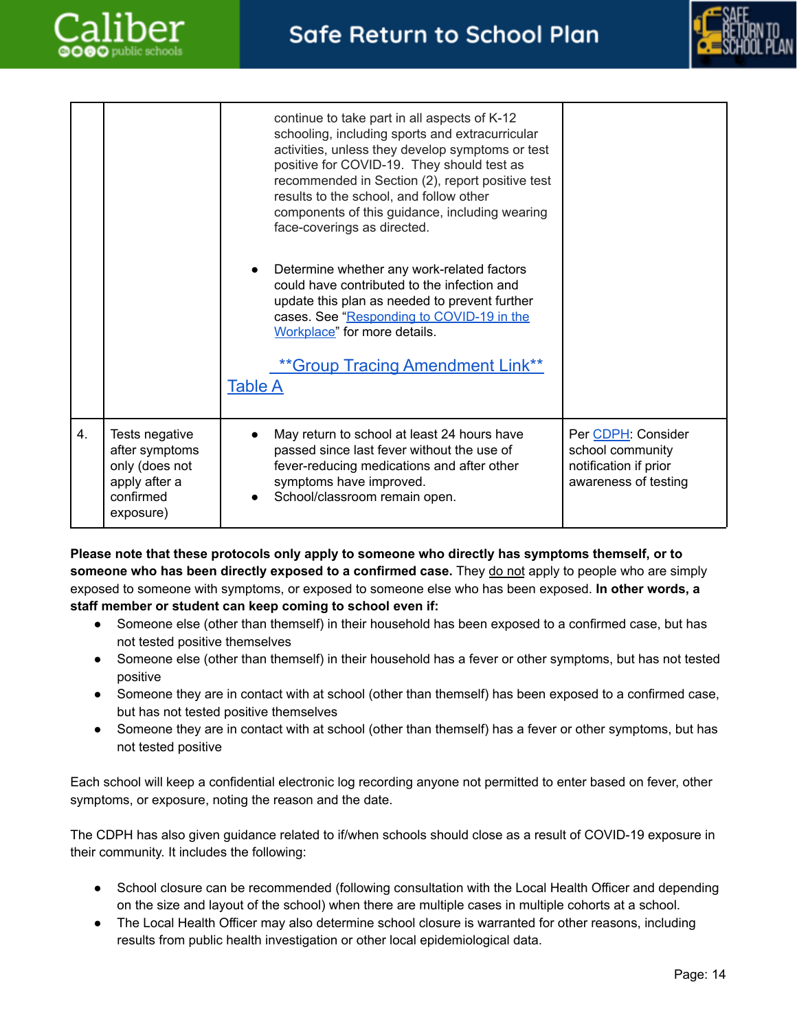| | | | |
|---|---|---|---|
| | | continue to take part in all aspects of K-12 schooling, including sports and extracurricular activities, unless they develop symptoms or test positive for COVID-19. They should test as recommended in Section (2), report positive test results to the school, and follow other components of this guidance, including wearing face-coverings as directed.<br><br>• Determine whether any work-related factors could have contributed to the infection and update this plan as needed to prevent further cases. See "Responding to COVID-19 in the Workplace" for more details.<br><br>**Group Tracing Amendment Link**<br>Table A | |
| 4. | Tests negative after symptoms only (does not apply after a confirmed exposure) | • May return to school at least 24 hours have passed since last fever without the use of fever-reducing medications and after other symptoms have improved.<br>• School/classroom remain open. | Per CDPH: Consider school community notification if prior awareness of testing |

**Please note that these protocols only apply to someone who directly has symptoms themself, or to someone who has been directly exposed to a confirmed case.** They do not apply to people who are simply exposed to someone with symptoms, or exposed to someone else who has been exposed. **In other words, a staff member or student can keep coming to school even if:**

- Someone else (other than themself) in their household has been exposed to a confirmed case, but has not tested positive themselves
- Someone else (other than themself) in their household has a fever or other symptoms, but has not tested positive
- Someone they are in contact with at school (other than themself) has been exposed to a confirmed case, but has not tested positive themselves
- Someone they are in contact with at school (other than themself) has a fever or other symptoms, but has not tested positive

Each school will keep a confidential electronic log recording anyone not permitted to enter based on fever, other symptoms, or exposure, noting the reason and the date.

The CDPH has also given guidance related to if/when schools should close as a result of COVID-19 exposure in their community. It includes the following:

- School closure can be recommended (following consultation with the Local Health Officer and depending on the size and layout of the school) when there are multiple cases in multiple cohorts at a school.
- The Local Health Officer may also determine school closure is warranted for other reasons, including results from public health investigation or other local epidemiological data.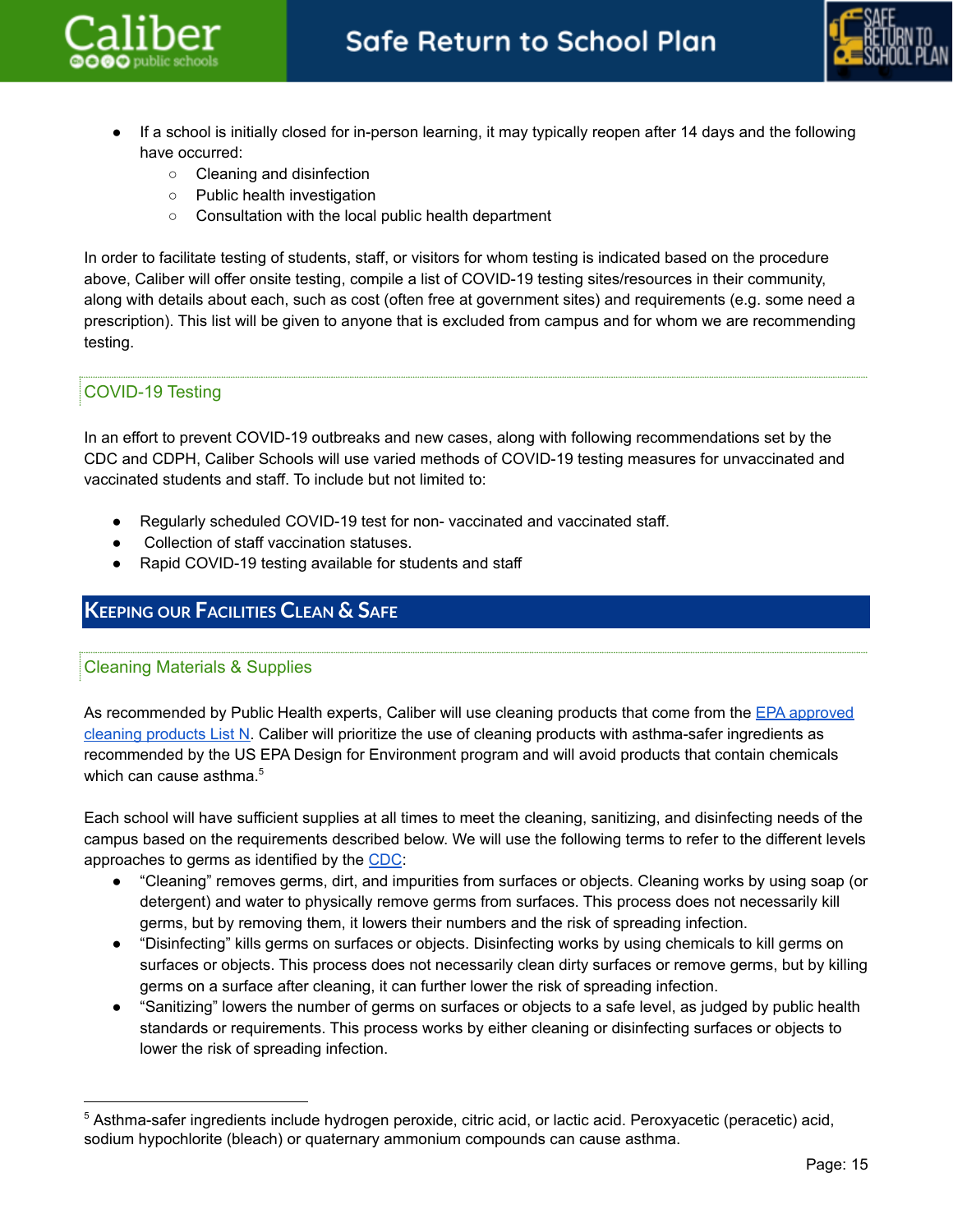- If a school is initially closed for in-person learning, it may typically reopen after 14 days and the following have occurred:
  - Cleaning and disinfection
  - Public health investigation
  - Consultation with the local public health department

In order to facilitate testing of students, staff, or visitors for whom testing is indicated based on the procedure above, Caliber will offer onsite testing, compile a list of COVID-19 testing sites/resources in their community, along with details about each, such as cost (often free at government sites) and requirements (e.g. some need a prescription). This list will be given to anyone that is excluded from campus and for whom we are recommending testing.

### COVID-19 Testing

In an effort to prevent COVID-19 outbreaks and new cases, along with following recommendations set by the CDC and CDPH, Caliber Schools will use varied methods of COVID-19 testing measures for unvaccinated and vaccinated students and staff. To include but not limited to:

- Regularly scheduled COVID-19 test for non- vaccinated and vaccinated staff.
- Collection of staff vaccination statuses.
- Rapid COVID-19 testing available for students and staff

## Keeping our Facilities Clean & Safe

### Cleaning Materials & Supplies

As recommended by Public Health experts, Caliber will use cleaning products that come from the EPA approved cleaning products List N. Caliber will prioritize the use of cleaning products with asthma-safer ingredients as recommended by the US EPA Design for Environment program and will avoid products that contain chemicals which can cause asthma.[5]

Each school will have sufficient supplies at all times to meet the cleaning, sanitizing, and disinfecting needs of the campus based on the requirements described below. We will use the following terms to refer to the different levels approaches to germs as identified by the CDC:

- "Cleaning" removes germs, dirt, and impurities from surfaces or objects. Cleaning works by using soap (or detergent) and water to physically remove germs from surfaces. This process does not necessarily kill germs, but by removing them, it lowers their numbers and the risk of spreading infection.
- "Disinfecting" kills germs on surfaces or objects. Disinfecting works by using chemicals to kill germs on surfaces or objects. This process does not necessarily clean dirty surfaces or remove germs, but by killing germs on a surface after cleaning, it can further lower the risk of spreading infection.
- "Sanitizing" lowers the number of germs on surfaces or objects to a safe level, as judged by public health standards or requirements. This process works by either cleaning or disinfecting surfaces or objects to lower the risk of spreading infection.

---

[5] Asthma-safer ingredients include hydrogen peroxide, citric acid, or lactic acid. Peroxyacetic (peracetic) acid, sodium hypochlorite (bleach) or quaternary ammonium compounds can cause asthma.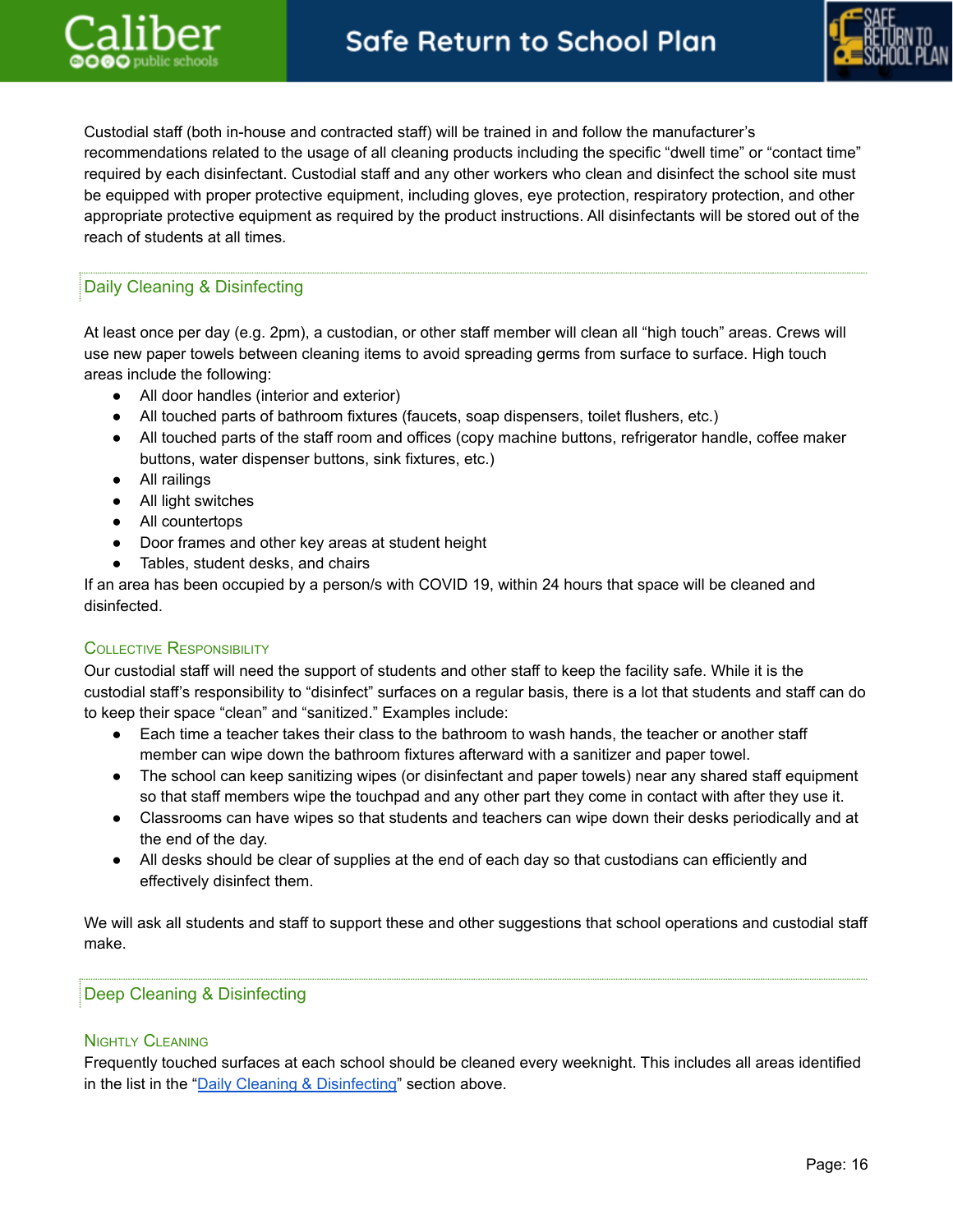Custodial staff (both in-house and contracted staff) will be trained in and follow the manufacturer's recommendations related to the usage of all cleaning products including the specific "dwell time" or "contact time" required by each disinfectant. Custodial staff and any other workers who clean and disinfect the school site must be equipped with proper protective equipment, including gloves, eye protection, respiratory protection, and other appropriate protective equipment as required by the product instructions. All disinfectants will be stored out of the reach of students at all times.

## Daily Cleaning & Disinfecting

At least once per day (e.g. 2pm), a custodian, or other staff member will clean all "high touch" areas. Crews will use new paper towels between cleaning items to avoid spreading germs from surface to surface. High touch areas include the following:

- All door handles (interior and exterior)
- All touched parts of bathroom fixtures (faucets, soap dispensers, toilet flushers, etc.)
- All touched parts of the staff room and offices (copy machine buttons, refrigerator handle, coffee maker buttons, water dispenser buttons, sink fixtures, etc.)
- All railings
- All light switches
- All countertops
- Door frames and other key areas at student height
- Tables, student desks, and chairs

If an area has been occupied by a person/s with COVID 19, within 24 hours that space will be cleaned and disinfected.

### Collective Responsibility

Our custodial staff will need the support of students and other staff to keep the facility safe. While it is the custodial staff's responsibility to "disinfect" surfaces on a regular basis, there is a lot that students and staff can do to keep their space "clean" and "sanitized." Examples include:

- Each time a teacher takes their class to the bathroom to wash hands, the teacher or another staff member can wipe down the bathroom fixtures afterward with a sanitizer and paper towel.
- The school can keep sanitizing wipes (or disinfectant and paper towels) near any shared staff equipment so that staff members wipe the touchpad and any other part they come in contact with after they use it.
- Classrooms can have wipes so that students and teachers can wipe down their desks periodically and at the end of the day.
- All desks should be clear of supplies at the end of each day so that custodians can efficiently and effectively disinfect them.

We will ask all students and staff to support these and other suggestions that school operations and custodial staff make.

## Deep Cleaning & Disinfecting

### Nightly Cleaning

Frequently touched surfaces at each school should be cleaned every weeknight. This includes all areas identified in the list in the "Daily Cleaning & Disinfecting" section above.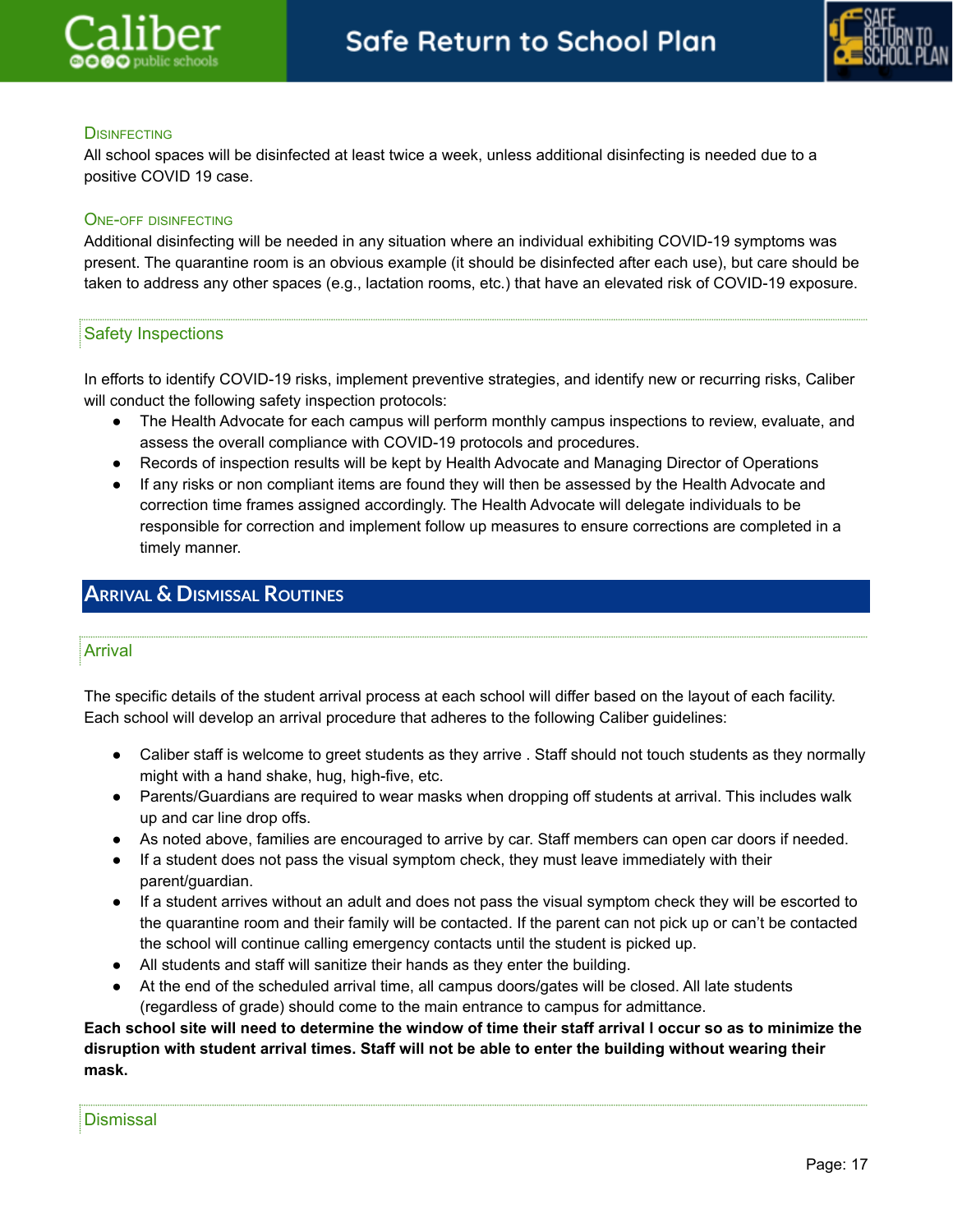### Disinfecting

All school spaces will be disinfected at least twice a week, unless additional disinfecting is needed due to a positive COVID 19 case.

### One-off disinfecting

Additional disinfecting will be needed in any situation where an individual exhibiting COVID-19 symptoms was present. The quarantine room is an obvious example (it should be disinfected after each use), but care should be taken to address any other spaces (e.g., lactation rooms, etc.) that have an elevated risk of COVID-19 exposure.

### Safety Inspections

In efforts to identify COVID-19 risks, implement preventive strategies, and identify new or recurring risks, Caliber will conduct the following safety inspection protocols:

- The Health Advocate for each campus will perform monthly campus inspections to review, evaluate, and assess the overall compliance with COVID-19 protocols and procedures.
- Records of inspection results will be kept by Health Advocate and Managing Director of Operations
- If any risks or non compliant items are found they will then be assessed by the Health Advocate and correction time frames assigned accordingly. The Health Advocate will delegate individuals to be responsible for correction and implement follow up measures to ensure corrections are completed in a timely manner.

## Arrival & Dismissal Routines

### Arrival

The specific details of the student arrival process at each school will differ based on the layout of each facility. Each school will develop an arrival procedure that adheres to the following Caliber guidelines:

- Caliber staff is welcome to greet students as they arrive . Staff should not touch students as they normally might with a hand shake, hug, high-five, etc.
- Parents/Guardians are required to wear masks when dropping off students at arrival. This includes walk up and car line drop offs.
- As noted above, families are encouraged to arrive by car. Staff members can open car doors if needed.
- If a student does not pass the visual symptom check, they must leave immediately with their parent/guardian.
- If a student arrives without an adult and does not pass the visual symptom check they will be escorted to the quarantine room and their family will be contacted. If the parent can not pick up or can't be contacted the school will continue calling emergency contacts until the student is picked up.
- All students and staff will sanitize their hands as they enter the building.
- At the end of the scheduled arrival time, all campus doors/gates will be closed. All late students (regardless of grade) should come to the main entrance to campus for admittance.

**Each school site will need to determine the window of time their staff arrival l occur so as to minimize the disruption with student arrival times. Staff will not be able to enter the building without wearing their mask.**

### Dismissal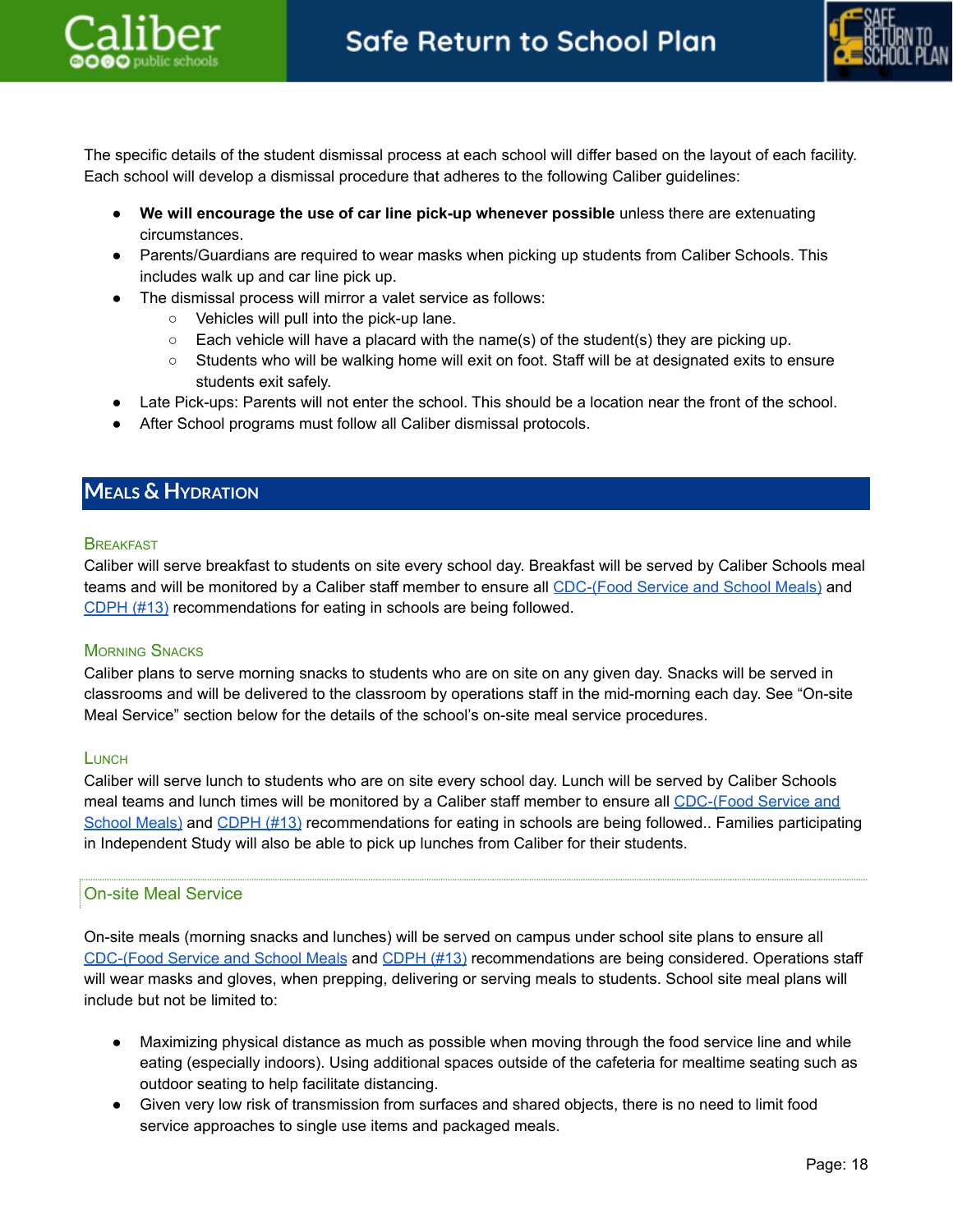The specific details of the student dismissal process at each school will differ based on the layout of each facility. Each school will develop a dismissal procedure that adheres to the following Caliber guidelines:

- **We will encourage the use of car line pick-up whenever possible** unless there are extenuating circumstances.
- Parents/Guardians are required to wear masks when picking up students from Caliber Schools. This includes walk up and car line pick up.
- The dismissal process will mirror a valet service as follows:
  - Vehicles will pull into the pick-up lane.
  - Each vehicle will have a placard with the name(s) of the student(s) they are picking up.
  - Students who will be walking home will exit on foot. Staff will be at designated exits to ensure students exit safely.
- Late Pick-ups: Parents will not enter the school. This should be a location near the front of the school.
- After School programs must follow all Caliber dismissal protocols.

## Meals & Hydration

### Breakfast

Caliber will serve breakfast to students on site every school day. Breakfast will be served by Caliber Schools meal teams and will be monitored by a Caliber staff member to ensure all CDC-(Food Service and School Meals) and CDPH (#13) recommendations for eating in schools are being followed.

### Morning Snacks

Caliber plans to serve morning snacks to students who are on site on any given day. Snacks will be served in classrooms and will be delivered to the classroom by operations staff in the mid-morning each day. See "On-site Meal Service" section below for the details of the school's on-site meal service procedures.

### Lunch

Caliber will serve lunch to students who are on site every school day. Lunch will be served by Caliber Schools meal teams and lunch times will be monitored by a Caliber staff member to ensure all CDC-(Food Service and School Meals) and CDPH (#13) recommendations for eating in schools are being followed.. Families participating in Independent Study will also be able to pick up lunches from Caliber for their students.

### On-site Meal Service

On-site meals (morning snacks and lunches) will be served on campus under school site plans to ensure all CDC-(Food Service and School Meals and CDPH (#13) recommendations are being considered. Operations staff will wear masks and gloves, when prepping, delivering or serving meals to students. School site meal plans will include but not be limited to:

- Maximizing physical distance as much as possible when moving through the food service line and while eating (especially indoors). Using additional spaces outside of the cafeteria for mealtime seating such as outdoor seating to help facilitate distancing.
- Given very low risk of transmission from surfaces and shared objects, there is no need to limit food service approaches to single use items and packaged meals.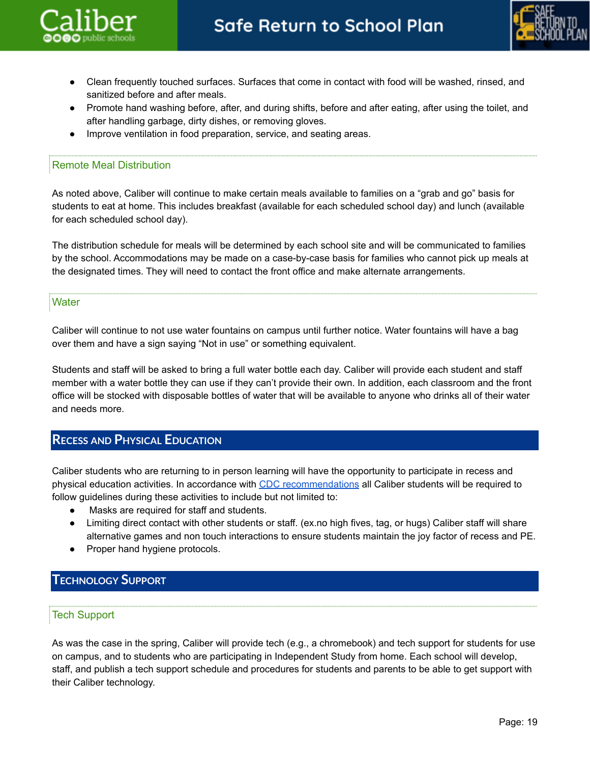- Clean frequently touched surfaces. Surfaces that come in contact with food will be washed, rinsed, and sanitized before and after meals.
- Promote hand washing before, after, and during shifts, before and after eating, after using the toilet, and after handling garbage, dirty dishes, or removing gloves.
- Improve ventilation in food preparation, service, and seating areas.

### Remote Meal Distribution

As noted above, Caliber will continue to make certain meals available to families on a "grab and go" basis for students to eat at home. This includes breakfast (available for each scheduled school day) and lunch (available for each scheduled school day).

The distribution schedule for meals will be determined by each school site and will be communicated to families by the school. Accommodations may be made on a case-by-case basis for families who cannot pick up meals at the designated times. They will need to contact the front office and make alternate arrangements.

### Water

Caliber will continue to not use water fountains on campus until further notice. Water fountains will have a bag over them and have a sign saying "Not in use" or something equivalent.

Students and staff will be asked to bring a full water bottle each day. Caliber will provide each student and staff member with a water bottle they can use if they can't provide their own. In addition, each classroom and the front office will be stocked with disposable bottles of water that will be available to anyone who drinks all of their water and needs more.

## Recess and Physical Education

Caliber students who are returning to in person learning will have the opportunity to participate in recess and physical education activities. In accordance with [CDC recommendations] all Caliber students will be required to follow guidelines during these activities to include but not limited to:

- Masks are required for staff and students.
- Limiting direct contact with other students or staff. (ex.no high fives, tag, or hugs) Caliber staff will share alternative games and non touch interactions to ensure students maintain the joy factor of recess and PE.
- Proper hand hygiene protocols.

## Technology Support

### Tech Support

As was the case in the spring, Caliber will provide tech (e.g., a chromebook) and tech support for students for use on campus, and to students who are participating in Independent Study from home. Each school will develop, staff, and publish a tech support schedule and procedures for students and parents to be able to get support with their Caliber technology.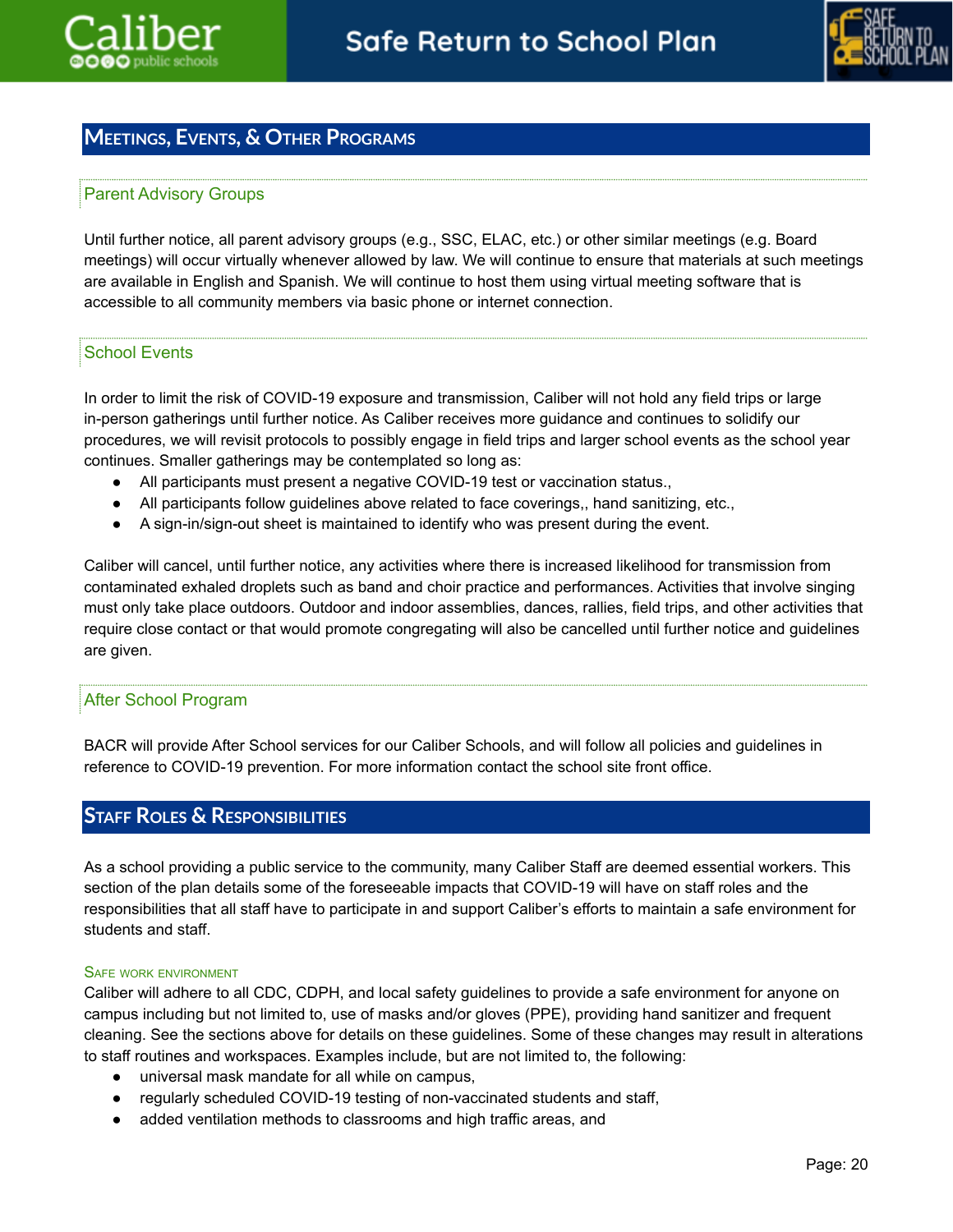## Meetings, Events, & Other Programs

### Parent Advisory Groups

Until further notice, all parent advisory groups (e.g., SSC, ELAC, etc.) or other similar meetings (e.g. Board meetings) will occur virtually whenever allowed by law. We will continue to ensure that materials at such meetings are available in English and Spanish. We will continue to host them using virtual meeting software that is accessible to all community members via basic phone or internet connection.

### School Events

In order to limit the risk of COVID-19 exposure and transmission, Caliber will not hold any field trips or large in-person gatherings until further notice. As Caliber receives more guidance and continues to solidify our procedures, we will revisit protocols to possibly engage in field trips and larger school events as the school year continues. Smaller gatherings may be contemplated so long as:

- All participants must present a negative COVID-19 test or vaccination status.,
- All participants follow guidelines above related to face coverings,, hand sanitizing, etc.,
- A sign-in/sign-out sheet is maintained to identify who was present during the event.

Caliber will cancel, until further notice, any activities where there is increased likelihood for transmission from contaminated exhaled droplets such as band and choir practice and performances. Activities that involve singing must only take place outdoors. Outdoor and indoor assemblies, dances, rallies, field trips, and other activities that require close contact or that would promote congregating will also be cancelled until further notice and guidelines are given.

### After School Program

BACR will provide After School services for our Caliber Schools, and will follow all policies and guidelines in reference to COVID-19 prevention. For more information contact the school site front office.

## Staff Roles & Responsibilities

As a school providing a public service to the community, many Caliber Staff are deemed essential workers. This section of the plan details some of the foreseeable impacts that COVID-19 will have on staff roles and the responsibilities that all staff have to participate in and support Caliber's efforts to maintain a safe environment for students and staff.

#### Safe work environment

Caliber will adhere to all CDC, CDPH, and local safety guidelines to provide a safe environment for anyone on campus including but not limited to, use of masks and/or gloves (PPE), providing hand sanitizer and frequent cleaning. See the sections above for details on these guidelines. Some of these changes may result in alterations to staff routines and workspaces. Examples include, but are not limited to, the following:

- universal mask mandate for all while on campus,
- regularly scheduled COVID-19 testing of non-vaccinated students and staff,
- added ventilation methods to classrooms and high traffic areas, and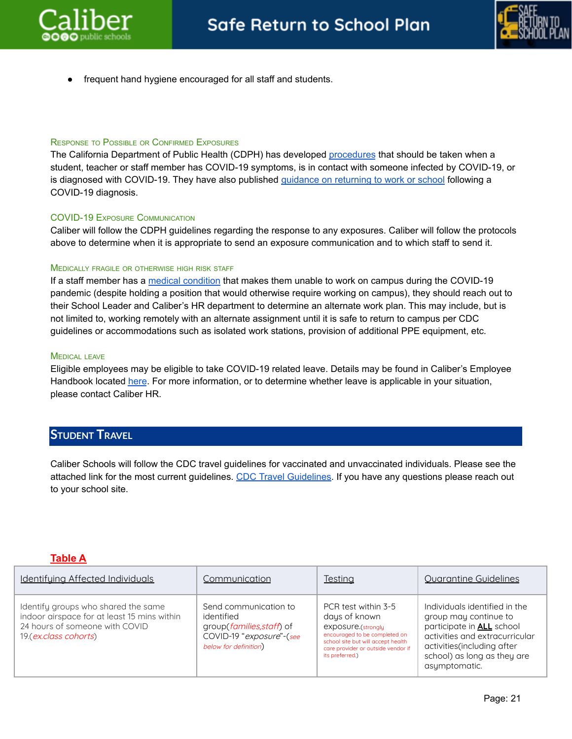- frequent hand hygiene encouraged for all staff and students.

### Response to Possible or Confirmed Exposures

The California Department of Public Health (CDPH) has developed procedures that should be taken when a student, teacher or staff member has COVID-19 symptoms, is in contact with someone infected by COVID-19, or is diagnosed with COVID-19. They have also published guidance on returning to work or school following a COVID-19 diagnosis.

### COVID-19 Exposure Communication

Caliber will follow the CDPH guidelines regarding the response to any exposures. Caliber will follow the protocols above to determine when it is appropriate to send an exposure communication and to which staff to send it.

### Medically fragile or otherwise high risk staff

If a staff member has a medical condition that makes them unable to work on campus during the COVID-19 pandemic (despite holding a position that would otherwise require working on campus), they should reach out to their School Leader and Caliber's HR department to determine an alternate work plan. This may include, but is not limited to, working remotely with an alternate assignment until it is safe to return to campus per CDC guidelines or accommodations such as isolated work stations, provision of additional PPE equipment, etc.

### Medical Leave

Eligible employees may be eligible to take COVID-19 related leave. Details may be found in Caliber's Employee Handbook located here. For more information, or to determine whether leave is applicable in your situation, please contact Caliber HR.

## Student Travel

Caliber Schools will follow the CDC travel guidelines for vaccinated and unvaccinated individuals. Please see the attached link for the most current guidelines. CDC Travel Guidelines. If you have any questions please reach out to your school site.

**Table A**

| Identifying Affected Individuals | Communication | Testing | Quarantine Guidelines |
|---|---|---|---|
| Identify groups who shared the same indoor airspace for at least 15 mins within 24 hours of someone with COVID 19.(*ex.class cohorts*) | Send communication to identified group(*families,staff*) of COVID-19 "*exposure*"-(*see below for definition*) | PCR test within 3-5 days of known exposure.(strongly encouraged to be completed on school site but will accept health care provider or outside vendor if its preferred.) | Individuals identified in the group may continue to participate in **ALL** school activities and extracurricular activities(including after school) as long as they are asymptomatic. |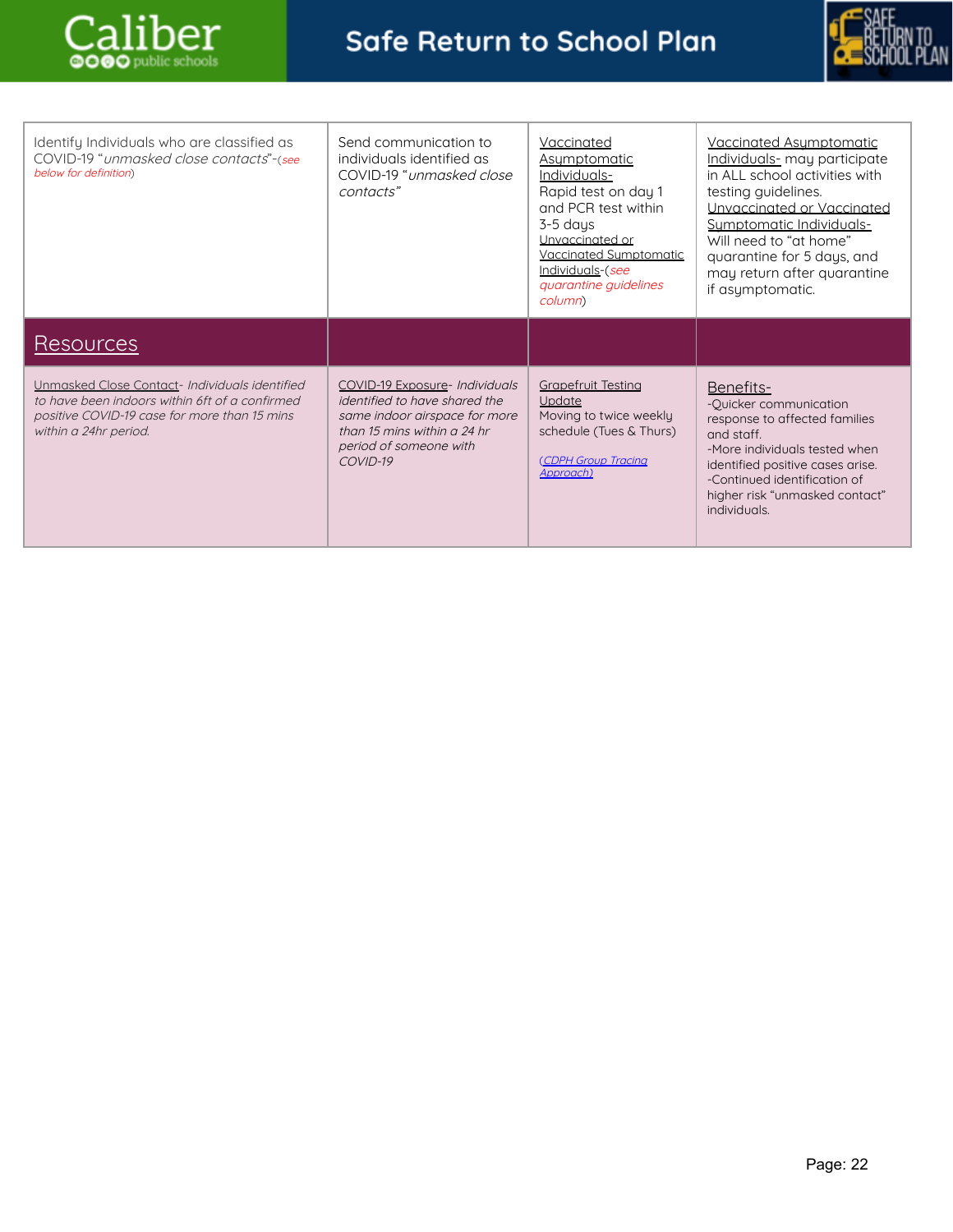| | | | |
|---|---|---|---|
| Identify Individuals who are classified as COVID-19 "*unmasked close contacts*"-(*see below for definition*) | Send communication to individuals identified as COVID-19 "*unmasked close contacts*" | Vaccinated Asymptomatic Individuals- Rapid test on day 1 and PCR test within 3-5 days<br>Unvaccinated or Vaccinated Symptomatic Individuals-(*see quarantine guidelines column*) | Vaccinated Asymptomatic Individuals- may participate in ALL school activities with testing guidelines.<br>Unvaccinated or Vaccinated Symptomatic Individuals- Will need to "at home" quarantine for 5 days, and may return after quarantine if asymptomatic. |
| **Resources** | | | |
| Unmasked Close Contact- *Individuals identified to have been indoors within 6ft of a confirmed positive COVID-19 case for more than 15 mins within a 24hr period.* | COVID-19 Exposure- *Individuals identified to have shared the same indoor airspace for more than 15 mins within a 24 hr period of someone with COVID-19* | Grapefruit Testing Update<br>Moving to twice weekly schedule (Tues & Thurs)<br><br>(*CDPH Group Tracing Approach)* | Benefits-<br>-Quicker communication response to affected families and staff.<br>-More individuals tested when identified positive cases arise.<br>-Continued identification of higher risk "unmasked contact" individuals. |